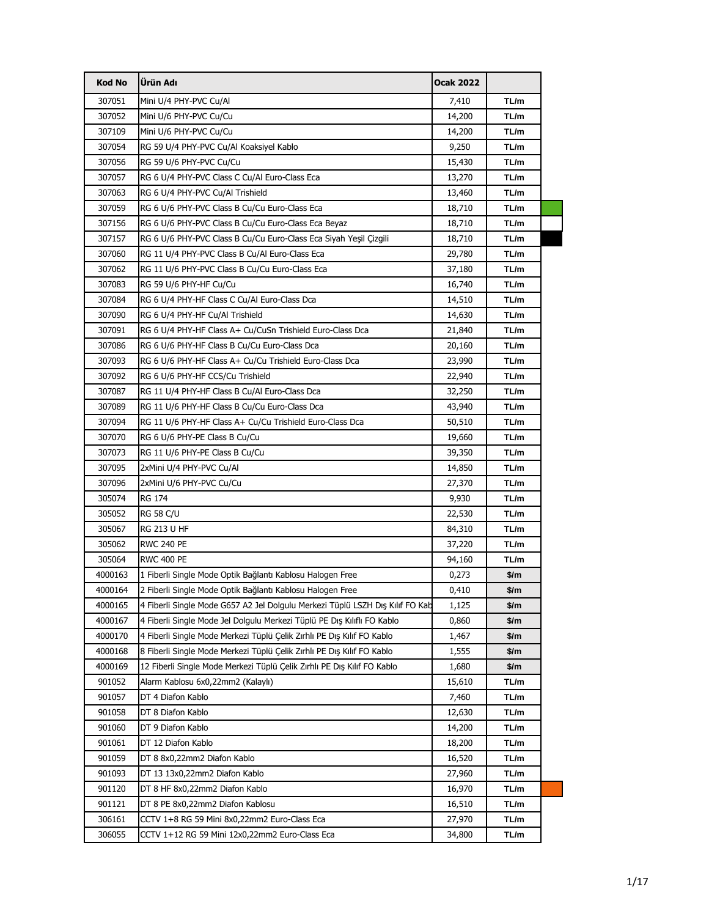| Kod No | Ürün Adı | Ocak 2022 | |
|---|---|---|---|
| 307051 | Mini U/4 PHY-PVC Cu/Al | 7,410 | TL/m |
| 307052 | Mini U/6 PHY-PVC Cu/Cu | 14,200 | TL/m |
| 307109 | Mini U/6 PHY-PVC Cu/Cu | 14,200 | TL/m |
| 307054 | RG 59 U/4 PHY-PVC Cu/Al Koaksiyel Kablo | 9,250 | TL/m |
| 307056 | RG 59 U/6 PHY-PVC Cu/Cu | 15,430 | TL/m |
| 307057 | RG 6 U/4 PHY-PVC Class C Cu/Al Euro-Class Eca | 13,270 | TL/m |
| 307063 | RG 6 U/4 PHY-PVC Cu/Al Trishield | 13,460 | TL/m |
| 307059 | RG 6 U/6 PHY-PVC Class B Cu/Cu Euro-Class Eca | 18,710 | TL/m |
| 307156 | RG 6 U/6 PHY-PVC Class B Cu/Cu Euro-Class Eca Beyaz | 18,710 | TL/m |
| 307157 | RG 6 U/6 PHY-PVC Class B Cu/Cu Euro-Class Eca Siyah Yeşil Çizgili | 18,710 | TL/m |
| 307060 | RG 11 U/4 PHY-PVC Class B Cu/Al Euro-Class Eca | 29,780 | TL/m |
| 307062 | RG 11 U/6 PHY-PVC Class B Cu/Cu Euro-Class Eca | 37,180 | TL/m |
| 307083 | RG 59 U/6 PHY-HF Cu/Cu | 16,740 | TL/m |
| 307084 | RG 6 U/4 PHY-HF Class C Cu/Al Euro-Class Dca | 14,510 | TL/m |
| 307090 | RG 6 U/4 PHY-HF Cu/Al Trishield | 14,630 | TL/m |
| 307091 | RG 6 U/4 PHY-HF Class A+ Cu/CuSn Trishield Euro-Class Dca | 21,840 | TL/m |
| 307086 | RG 6 U/6 PHY-HF Class B Cu/Cu Euro-Class Dca | 20,160 | TL/m |
| 307093 | RG 6 U/6 PHY-HF Class A+ Cu/Cu Trishield Euro-Class Dca | 23,990 | TL/m |
| 307092 | RG 6 U/6 PHY-HF CCS/Cu Trishield | 22,940 | TL/m |
| 307087 | RG 11 U/4 PHY-HF Class B Cu/Al Euro-Class Dca | 32,250 | TL/m |
| 307089 | RG 11 U/6 PHY-HF Class B Cu/Cu Euro-Class Dca | 43,940 | TL/m |
| 307094 | RG 11 U/6 PHY-HF Class A+ Cu/Cu Trishield Euro-Class Dca | 50,510 | TL/m |
| 307070 | RG 6 U/6 PHY-PE Class B Cu/Cu | 19,660 | TL/m |
| 307073 | RG 11 U/6 PHY-PE Class B Cu/Cu | 39,350 | TL/m |
| 307095 | 2xMini U/4 PHY-PVC Cu/Al | 14,850 | TL/m |
| 307096 | 2xMini U/6 PHY-PVC Cu/Cu | 27,370 | TL/m |
| 305074 | RG 174 | 9,930 | TL/m |
| 305052 | RG 58 C/U | 22,530 | TL/m |
| 305067 | RG 213 U HF | 84,310 | TL/m |
| 305062 | RWC 240 PE | 37,220 | TL/m |
| 305064 | RWC 400 PE | 94,160 | TL/m |
| 4000163 | 1 Fiberli Single Mode Optik Bağlantı Kablosu Halogen Free | 0,273 | $/m |
| 4000164 | 2 Fiberli Single Mode Optik Bağlantı Kablosu Halogen Free | 0,410 | $/m |
| 4000165 | 4 Fiberli Single Mode G657 A2 Jel Dolgulu Merkezi Tüplü LSZH Dış Kılıf FO Kab | 1,125 | $/m |
| 4000167 | 4 Fiberli Single Mode Jel Dolgulu Merkezi Tüplü PE Dış Kılıflı FO Kablo | 0,860 | $/m |
| 4000170 | 4 Fiberli Single Mode Merkezi Tüplü Çelik Zırhlı PE Dış Kılıf FO Kablo | 1,467 | $/m |
| 4000168 | 8 Fiberli Single Mode Merkezi Tüplü Çelik Zırhlı PE Dış Kılıf FO Kablo | 1,555 | $/m |
| 4000169 | 12 Fiberli Single Mode Merkezi Tüplü Çelik Zırhlı PE Dış Kılıf FO Kablo | 1,680 | $/m |
| 901052 | Alarm Kablosu 6x0,22mm2 (Kalaylı) | 15,610 | TL/m |
| 901057 | DT 4 Diafon Kablo | 7,460 | TL/m |
| 901058 | DT 8 Diafon Kablo | 12,630 | TL/m |
| 901060 | DT 9 Diafon Kablo | 14,200 | TL/m |
| 901061 | DT 12 Diafon Kablo | 18,200 | TL/m |
| 901059 | DT 8 8x0,22mm2 Diafon Kablo | 16,520 | TL/m |
| 901093 | DT 13 13x0,22mm2 Diafon Kablo | 27,960 | TL/m |
| 901120 | DT 8 HF 8x0,22mm2 Diafon Kablo | 16,970 | TL/m |
| 901121 | DT 8 PE 8x0,22mm2 Diafon Kablosu | 16,510 | TL/m |
| 306161 | CCTV 1+8 RG 59 Mini 8x0,22mm2 Euro-Class Eca | 27,970 | TL/m |
| 306055 | CCTV 1+12 RG 59 Mini 12x0,22mm2 Euro-Class Eca | 34,800 | TL/m |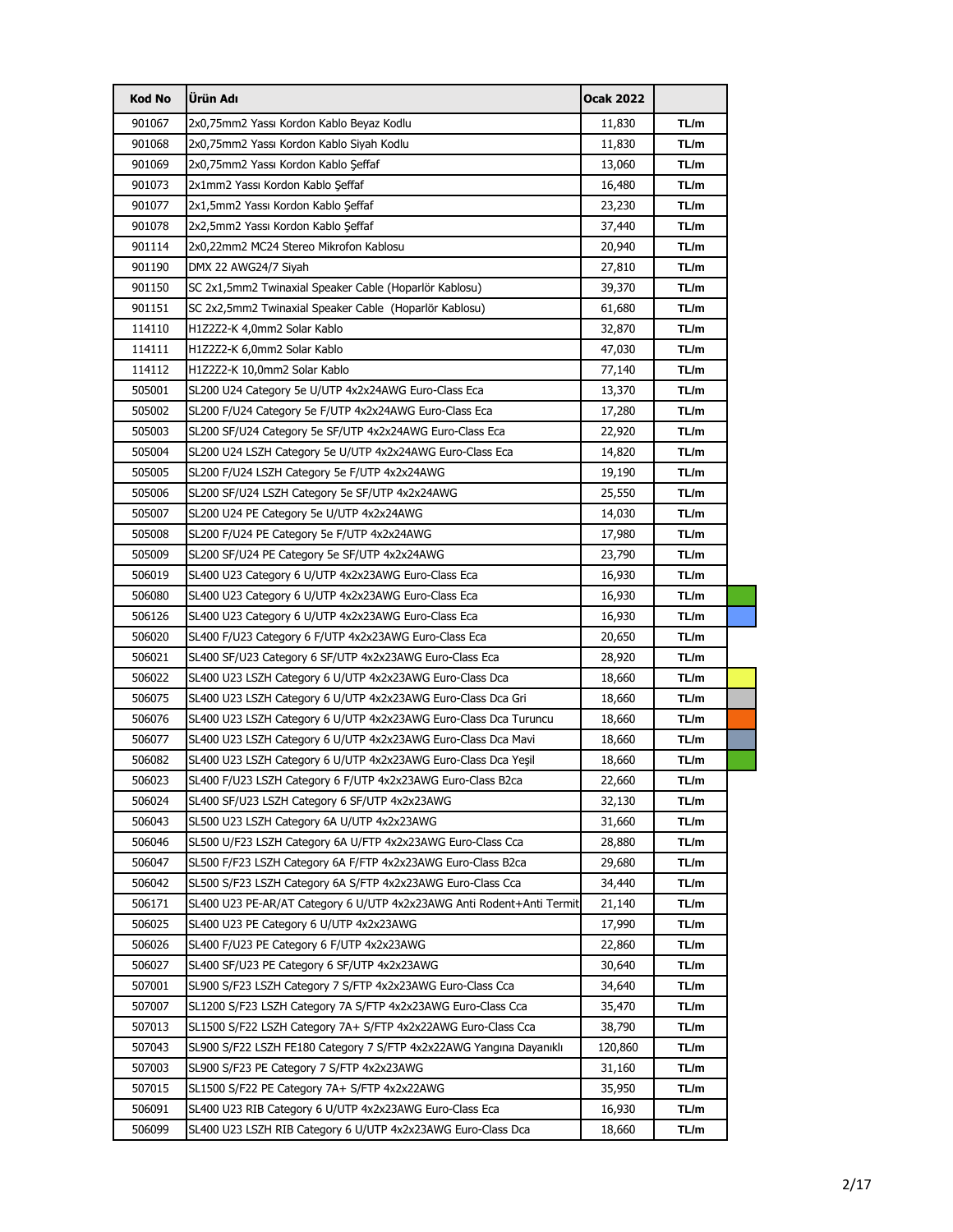| Kod No | Ürün Adı | Ocak 2022 | |
|---|---|---|---|
| 901067 | 2x0,75mm2 Yassı Kordon Kablo Beyaz Kodlu | 11,830 | TL/m |
| 901068 | 2x0,75mm2 Yassı Kordon Kablo Siyah Kodlu | 11,830 | TL/m |
| 901069 | 2x0,75mm2 Yassı Kordon Kablo Şeffaf | 13,060 | TL/m |
| 901073 | 2x1mm2 Yassı Kordon Kablo Şeffaf | 16,480 | TL/m |
| 901077 | 2x1,5mm2 Yassı Kordon Kablo Şeffaf | 23,230 | TL/m |
| 901078 | 2x2,5mm2 Yassı Kordon Kablo Şeffaf | 37,440 | TL/m |
| 901114 | 2x0,22mm2 MC24 Stereo Mikrofon Kablosu | 20,940 | TL/m |
| 901190 | DMX 22 AWG24/7 Siyah | 27,810 | TL/m |
| 901150 | SC 2x1,5mm2 Twinaxial Speaker Cable (Hoparlör Kablosu) | 39,370 | TL/m |
| 901151 | SC 2x2,5mm2 Twinaxial Speaker Cable (Hoparlör Kablosu) | 61,680 | TL/m |
| 114110 | H1Z2Z2-K 4,0mm2 Solar Kablo | 32,870 | TL/m |
| 114111 | H1Z2Z2-K 6,0mm2 Solar Kablo | 47,030 | TL/m |
| 114112 | H1Z2Z2-K 10,0mm2 Solar Kablo | 77,140 | TL/m |
| 505001 | SL200 U24 Category 5e U/UTP 4x2x24AWG Euro-Class Eca | 13,370 | TL/m |
| 505002 | SL200 F/U24 Category 5e F/UTP 4x2x24AWG Euro-Class Eca | 17,280 | TL/m |
| 505003 | SL200 SF/U24 Category 5e SF/UTP 4x2x24AWG Euro-Class Eca | 22,920 | TL/m |
| 505004 | SL200 U24 LSZH Category 5e U/UTP 4x2x24AWG Euro-Class Eca | 14,820 | TL/m |
| 505005 | SL200 F/U24 LSZH Category 5e F/UTP 4x2x24AWG | 19,190 | TL/m |
| 505006 | SL200 SF/U24 LSZH Category 5e SF/UTP 4x2x24AWG | 25,550 | TL/m |
| 505007 | SL200 U24 PE Category 5e U/UTP 4x2x24AWG | 14,030 | TL/m |
| 505008 | SL200 F/U24 PE Category 5e F/UTP 4x2x24AWG | 17,980 | TL/m |
| 505009 | SL200 SF/U24 PE Category 5e SF/UTP 4x2x24AWG | 23,790 | TL/m |
| 506019 | SL400 U23 Category 6 U/UTP 4x2x23AWG Euro-Class Eca | 16,930 | TL/m |
| 506080 | SL400 U23 Category 6 U/UTP 4x2x23AWG Euro-Class Eca | 16,930 | TL/m |
| 506126 | SL400 U23 Category 6 U/UTP 4x2x23AWG Euro-Class Eca | 16,930 | TL/m |
| 506020 | SL400 F/U23 Category 6 F/UTP 4x2x23AWG Euro-Class Eca | 20,650 | TL/m |
| 506021 | SL400 SF/U23 Category 6 SF/UTP 4x2x23AWG Euro-Class Eca | 28,920 | TL/m |
| 506022 | SL400 U23 LSZH Category 6 U/UTP 4x2x23AWG Euro-Class Dca | 18,660 | TL/m |
| 506075 | SL400 U23 LSZH Category 6 U/UTP 4x2x23AWG Euro-Class Dca Gri | 18,660 | TL/m |
| 506076 | SL400 U23 LSZH Category 6 U/UTP 4x2x23AWG Euro-Class Dca Turuncu | 18,660 | TL/m |
| 506077 | SL400 U23 LSZH Category 6 U/UTP 4x2x23AWG Euro-Class Dca Mavi | 18,660 | TL/m |
| 506082 | SL400 U23 LSZH Category 6 U/UTP 4x2x23AWG Euro-Class Dca Yeşil | 18,660 | TL/m |
| 506023 | SL400 F/U23 LSZH Category 6 F/UTP 4x2x23AWG Euro-Class B2ca | 22,660 | TL/m |
| 506024 | SL400 SF/U23 LSZH Category 6 SF/UTP 4x2x23AWG | 32,130 | TL/m |
| 506043 | SL500 U23 LSZH Category 6A U/UTP 4x2x23AWG | 31,660 | TL/m |
| 506046 | SL500 U/F23 LSZH Category 6A U/FTP 4x2x23AWG Euro-Class Cca | 28,880 | TL/m |
| 506047 | SL500 F/F23 LSZH Category 6A F/FTP 4x2x23AWG Euro-Class B2ca | 29,680 | TL/m |
| 506042 | SL500 S/F23 LSZH Category 6A S/FTP 4x2x23AWG Euro-Class Cca | 34,440 | TL/m |
| 506171 | SL400 U23 PE-AR/AT Category 6 U/UTP 4x2x23AWG Anti Rodent+Anti Termit | 21,140 | TL/m |
| 506025 | SL400 U23 PE Category 6 U/UTP 4x2x23AWG | 17,990 | TL/m |
| 506026 | SL400 F/U23 PE Category 6 F/UTP 4x2x23AWG | 22,860 | TL/m |
| 506027 | SL400 SF/U23 PE Category 6 SF/UTP 4x2x23AWG | 30,640 | TL/m |
| 507001 | SL900 S/F23 LSZH Category 7 S/FTP 4x2x23AWG Euro-Class Cca | 34,640 | TL/m |
| 507007 | SL1200 S/F23 LSZH Category 7A S/FTP 4x2x23AWG Euro-Class Cca | 35,470 | TL/m |
| 507013 | SL1500 S/F22 LSZH Category 7A+ S/FTP 4x2x22AWG Euro-Class Cca | 38,790 | TL/m |
| 507043 | SL900 S/F22 LSZH FE180 Category 7 S/FTP 4x2x22AWG Yangına Dayanıklı | 120,860 | TL/m |
| 507003 | SL900 S/F23 PE Category 7 S/FTP 4x2x23AWG | 31,160 | TL/m |
| 507015 | SL1500 S/F22 PE Category 7A+ S/FTP 4x2x22AWG | 35,950 | TL/m |
| 506091 | SL400 U23 RIB Category 6 U/UTP 4x2x23AWG Euro-Class Eca | 16,930 | TL/m |
| 506099 | SL400 U23 LSZH RIB Category 6 U/UTP 4x2x23AWG Euro-Class Dca | 18,660 | TL/m |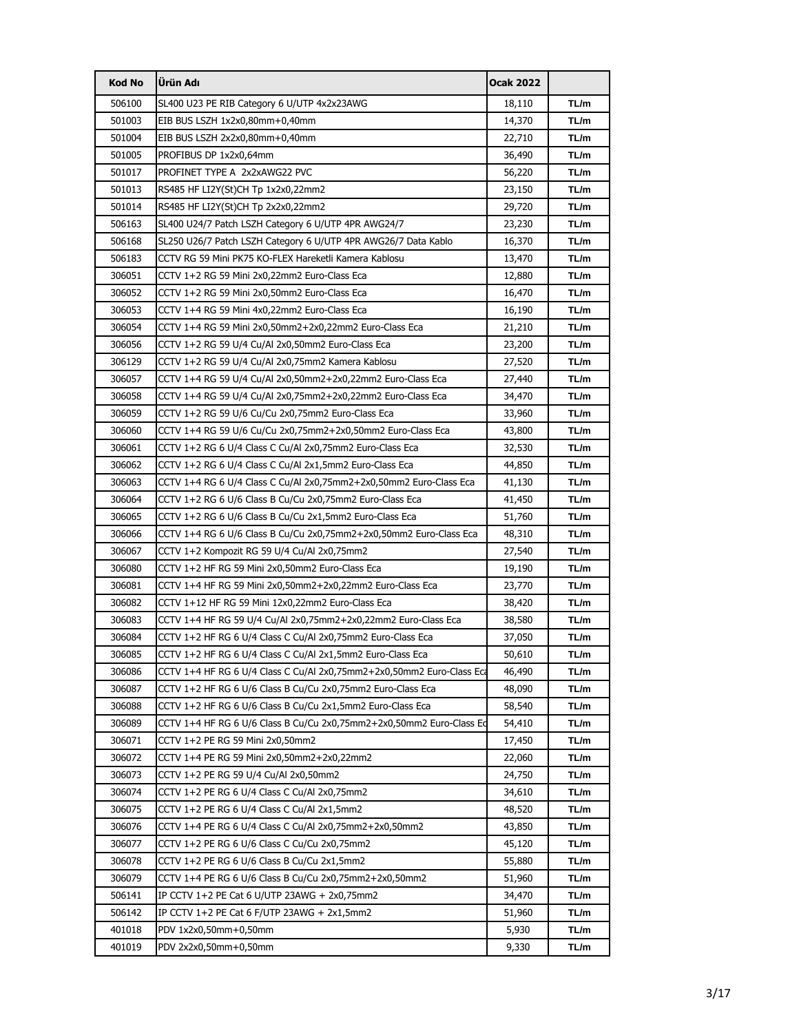| Kod No | Ürün Adı | Ocak 2022 | |
|---|---|---|---|
| 506100 | SL400 U23 PE RIB Category 6 U/UTP 4x2x23AWG | 18,110 | TL/m |
| 501003 | EIB BUS LSZH 1x2x0,80mm+0,40mm | 14,370 | TL/m |
| 501004 | EIB BUS LSZH 2x2x0,80mm+0,40mm | 22,710 | TL/m |
| 501005 | PROFIBUS DP 1x2x0,64mm | 36,490 | TL/m |
| 501017 | PROFINET TYPE A 2x2xAWG22 PVC | 56,220 | TL/m |
| 501013 | RS485 HF LI2Y(St)CH Tp 1x2x0,22mm2 | 23,150 | TL/m |
| 501014 | RS485 HF LI2Y(St)CH Tp 2x2x0,22mm2 | 29,720 | TL/m |
| 506163 | SL400 U24/7 Patch LSZH Category 6 U/UTP 4PR AWG24/7 | 23,230 | TL/m |
| 506168 | SL250 U26/7 Patch LSZH Category 6 U/UTP 4PR AWG26/7 Data Kablo | 16,370 | TL/m |
| 506183 | CCTV RG 59 Mini PK75 KO-FLEX Hareketli Kamera Kablosu | 13,470 | TL/m |
| 306051 | CCTV 1+2 RG 59 Mini 2x0,22mm2 Euro-Class Eca | 12,880 | TL/m |
| 306052 | CCTV 1+2 RG 59 Mini 2x0,50mm2 Euro-Class Eca | 16,470 | TL/m |
| 306053 | CCTV 1+4 RG 59 Mini 4x0,22mm2 Euro-Class Eca | 16,190 | TL/m |
| 306054 | CCTV 1+4 RG 59 Mini 2x0,50mm2+2x0,22mm2 Euro-Class Eca | 21,210 | TL/m |
| 306056 | CCTV 1+2 RG 59 U/4 Cu/Al 2x0,50mm2 Euro-Class Eca | 23,200 | TL/m |
| 306129 | CCTV 1+2 RG 59 U/4 Cu/Al 2x0,75mm2 Kamera Kablosu | 27,520 | TL/m |
| 306057 | CCTV 1+4 RG 59 U/4 Cu/Al 2x0,50mm2+2x0,22mm2 Euro-Class Eca | 27,440 | TL/m |
| 306058 | CCTV 1+4 RG 59 U/4 Cu/Al 2x0,75mm2+2x0,22mm2 Euro-Class Eca | 34,470 | TL/m |
| 306059 | CCTV 1+2 RG 59 U/6 Cu/Cu 2x0,75mm2 Euro-Class Eca | 33,960 | TL/m |
| 306060 | CCTV 1+4 RG 59 U/6 Cu/Cu 2x0,75mm2+2x0,50mm2 Euro-Class Eca | 43,800 | TL/m |
| 306061 | CCTV 1+2 RG 6 U/4 Class C Cu/Al 2x0,75mm2 Euro-Class Eca | 32,530 | TL/m |
| 306062 | CCTV 1+2 RG 6 U/4 Class C Cu/Al 2x1,5mm2 Euro-Class Eca | 44,850 | TL/m |
| 306063 | CCTV 1+4 RG 6 U/4 Class C Cu/Al 2x0,75mm2+2x0,50mm2 Euro-Class Eca | 41,130 | TL/m |
| 306064 | CCTV 1+2 RG 6 U/6 Class B Cu/Cu 2x0,75mm2 Euro-Class Eca | 41,450 | TL/m |
| 306065 | CCTV 1+2 RG 6 U/6 Class B Cu/Cu 2x1,5mm2 Euro-Class Eca | 51,760 | TL/m |
| 306066 | CCTV 1+4 RG 6 U/6 Class B Cu/Cu 2x0,75mm2+2x0,50mm2 Euro-Class Eca | 48,310 | TL/m |
| 306067 | CCTV 1+2 Kompozit RG 59 U/4 Cu/Al 2x0,75mm2 | 27,540 | TL/m |
| 306080 | CCTV 1+2 HF RG 59 Mini 2x0,50mm2 Euro-Class Eca | 19,190 | TL/m |
| 306081 | CCTV 1+4 HF RG 59 Mini 2x0,50mm2+2x0,22mm2 Euro-Class Eca | 23,770 | TL/m |
| 306082 | CCTV 1+12 HF RG 59 Mini 12x0,22mm2 Euro-Class Eca | 38,420 | TL/m |
| 306083 | CCTV 1+4 HF RG 59 U/4 Cu/Al 2x0,75mm2+2x0,22mm2 Euro-Class Eca | 38,580 | TL/m |
| 306084 | CCTV 1+2 HF RG 6 U/4 Class C Cu/Al 2x0,75mm2 Euro-Class Eca | 37,050 | TL/m |
| 306085 | CCTV 1+2 HF RG 6 U/4 Class C Cu/Al 2x1,5mm2 Euro-Class Eca | 50,610 | TL/m |
| 306086 | CCTV 1+4 HF RG 6 U/4 Class C Cu/Al 2x0,75mm2+2x0,50mm2 Euro-Class Eca | 46,490 | TL/m |
| 306087 | CCTV 1+2 HF RG 6 U/6 Class B Cu/Cu 2x0,75mm2 Euro-Class Eca | 48,090 | TL/m |
| 306088 | CCTV 1+2 HF RG 6 U/6 Class B Cu/Cu 2x1,5mm2 Euro-Class Eca | 58,540 | TL/m |
| 306089 | CCTV 1+4 HF RG 6 U/6 Class B Cu/Cu 2x0,75mm2+2x0,50mm2 Euro-Class Eca | 54,410 | TL/m |
| 306071 | CCTV 1+2 PE RG 59 Mini 2x0,50mm2 | 17,450 | TL/m |
| 306072 | CCTV 1+4 PE RG 59 Mini 2x0,50mm2+2x0,22mm2 | 22,060 | TL/m |
| 306073 | CCTV 1+2 PE RG 59 U/4 Cu/Al 2x0,50mm2 | 24,750 | TL/m |
| 306074 | CCTV 1+2 PE RG 6 U/4 Class C Cu/Al 2x0,75mm2 | 34,610 | TL/m |
| 306075 | CCTV 1+2 PE RG 6 U/4 Class C Cu/Al 2x1,5mm2 | 48,520 | TL/m |
| 306076 | CCTV 1+4 PE RG 6 U/4 Class C Cu/Al 2x0,75mm2+2x0,50mm2 | 43,850 | TL/m |
| 306077 | CCTV 1+2 PE RG 6 U/6 Class C Cu/Cu 2x0,75mm2 | 45,120 | TL/m |
| 306078 | CCTV 1+2 PE RG 6 U/6 Class B Cu/Cu 2x1,5mm2 | 55,880 | TL/m |
| 306079 | CCTV 1+4 PE RG 6 U/6 Class B Cu/Cu 2x0,75mm2+2x0,50mm2 | 51,960 | TL/m |
| 506141 | IP CCTV 1+2 PE Cat 6 U/UTP 23AWG + 2x0,75mm2 | 34,470 | TL/m |
| 506142 | IP CCTV 1+2 PE Cat 6 F/UTP 23AWG + 2x1,5mm2 | 51,960 | TL/m |
| 401018 | PDV 1x2x0,50mm+0,50mm | 5,930 | TL/m |
| 401019 | PDV 2x2x0,50mm+0,50mm | 9,330 | TL/m |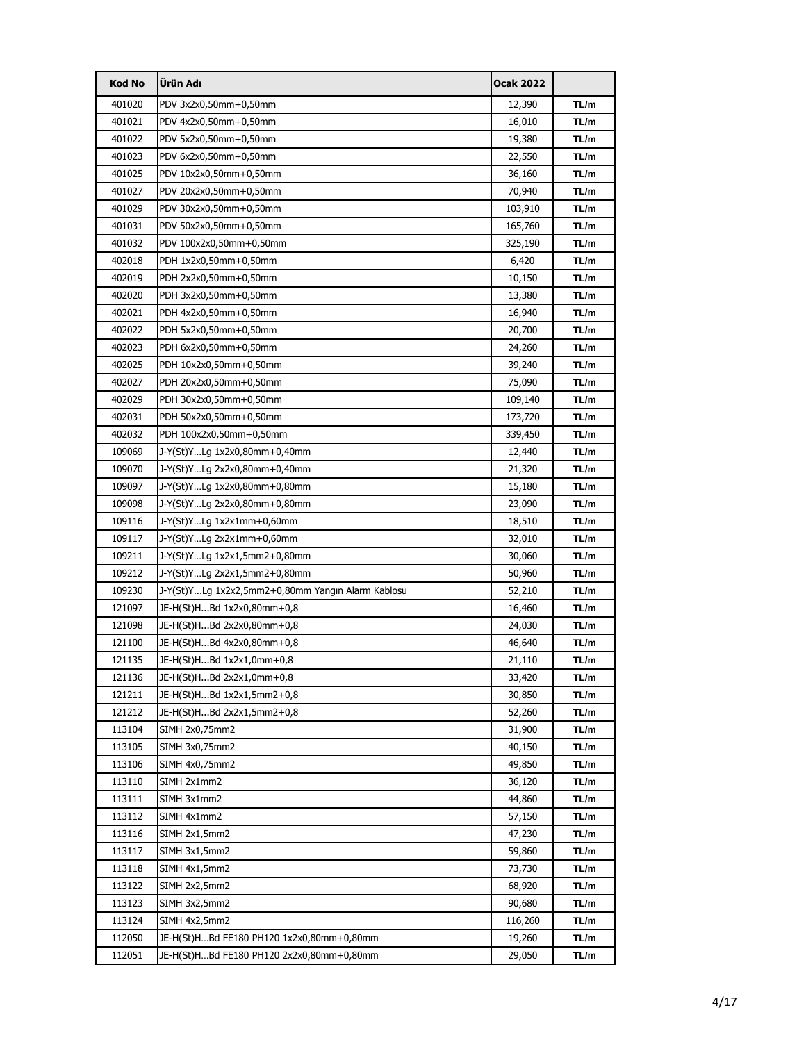| Kod No | Ürün Adı | Ocak 2022 | |
|---|---|---|---|
| 401020 | PDV 3x2x0,50mm+0,50mm | 12,390 | TL/m |
| 401021 | PDV 4x2x0,50mm+0,50mm | 16,010 | TL/m |
| 401022 | PDV 5x2x0,50mm+0,50mm | 19,380 | TL/m |
| 401023 | PDV 6x2x0,50mm+0,50mm | 22,550 | TL/m |
| 401025 | PDV 10x2x0,50mm+0,50mm | 36,160 | TL/m |
| 401027 | PDV 20x2x0,50mm+0,50mm | 70,940 | TL/m |
| 401029 | PDV 30x2x0,50mm+0,50mm | 103,910 | TL/m |
| 401031 | PDV 50x2x0,50mm+0,50mm | 165,760 | TL/m |
| 401032 | PDV 100x2x0,50mm+0,50mm | 325,190 | TL/m |
| 402018 | PDH 1x2x0,50mm+0,50mm | 6,420 | TL/m |
| 402019 | PDH 2x2x0,50mm+0,50mm | 10,150 | TL/m |
| 402020 | PDH 3x2x0,50mm+0,50mm | 13,380 | TL/m |
| 402021 | PDH 4x2x0,50mm+0,50mm | 16,940 | TL/m |
| 402022 | PDH 5x2x0,50mm+0,50mm | 20,700 | TL/m |
| 402023 | PDH 6x2x0,50mm+0,50mm | 24,260 | TL/m |
| 402025 | PDH 10x2x0,50mm+0,50mm | 39,240 | TL/m |
| 402027 | PDH 20x2x0,50mm+0,50mm | 75,090 | TL/m |
| 402029 | PDH 30x2x0,50mm+0,50mm | 109,140 | TL/m |
| 402031 | PDH 50x2x0,50mm+0,50mm | 173,720 | TL/m |
| 402032 | PDH 100x2x0,50mm+0,50mm | 339,450 | TL/m |
| 109069 | J-Y(St)Y...Lg 1x2x0,80mm+0,40mm | 12,440 | TL/m |
| 109070 | J-Y(St)Y...Lg 2x2x0,80mm+0,40mm | 21,320 | TL/m |
| 109097 | J-Y(St)Y...Lg 1x2x0,80mm+0,80mm | 15,180 | TL/m |
| 109098 | J-Y(St)Y...Lg 2x2x0,80mm+0,80mm | 23,090 | TL/m |
| 109116 | J-Y(St)Y...Lg 1x2x1mm+0,60mm | 18,510 | TL/m |
| 109117 | J-Y(St)Y...Lg 2x2x1mm+0,60mm | 32,010 | TL/m |
| 109211 | J-Y(St)Y...Lg 1x2x1,5mm2+0,80mm | 30,060 | TL/m |
| 109212 | J-Y(St)Y...Lg 2x2x1,5mm2+0,80mm | 50,960 | TL/m |
| 109230 | J-Y(St)Y...Lg 1x2x2,5mm2+0,80mm Yangın Alarm Kablosu | 52,210 | TL/m |
| 121097 | JE-H(St)H...Bd 1x2x0,80mm+0,8 | 16,460 | TL/m |
| 121098 | JE-H(St)H...Bd 2x2x0,80mm+0,8 | 24,030 | TL/m |
| 121100 | JE-H(St)H...Bd 4x2x0,80mm+0,8 | 46,640 | TL/m |
| 121135 | JE-H(St)H...Bd 1x2x1,0mm+0,8 | 21,110 | TL/m |
| 121136 | JE-H(St)H...Bd 2x2x1,0mm+0,8 | 33,420 | TL/m |
| 121211 | JE-H(St)H...Bd 1x2x1,5mm2+0,8 | 30,850 | TL/m |
| 121212 | JE-H(St)H...Bd 2x2x1,5mm2+0,8 | 52,260 | TL/m |
| 113104 | SIMH 2x0,75mm2 | 31,900 | TL/m |
| 113105 | SIMH 3x0,75mm2 | 40,150 | TL/m |
| 113106 | SIMH 4x0,75mm2 | 49,850 | TL/m |
| 113110 | SIMH 2x1mm2 | 36,120 | TL/m |
| 113111 | SIMH 3x1mm2 | 44,860 | TL/m |
| 113112 | SIMH 4x1mm2 | 57,150 | TL/m |
| 113116 | SIMH 2x1,5mm2 | 47,230 | TL/m |
| 113117 | SIMH 3x1,5mm2 | 59,860 | TL/m |
| 113118 | SIMH 4x1,5mm2 | 73,730 | TL/m |
| 113122 | SIMH 2x2,5mm2 | 68,920 | TL/m |
| 113123 | SIMH 3x2,5mm2 | 90,680 | TL/m |
| 113124 | SIMH 4x2,5mm2 | 116,260 | TL/m |
| 112050 | JE-H(St)H...Bd FE180 PH120 1x2x0,80mm+0,80mm | 19,260 | TL/m |
| 112051 | JE-H(St)H...Bd FE180 PH120 2x2x0,80mm+0,80mm | 29,050 | TL/m |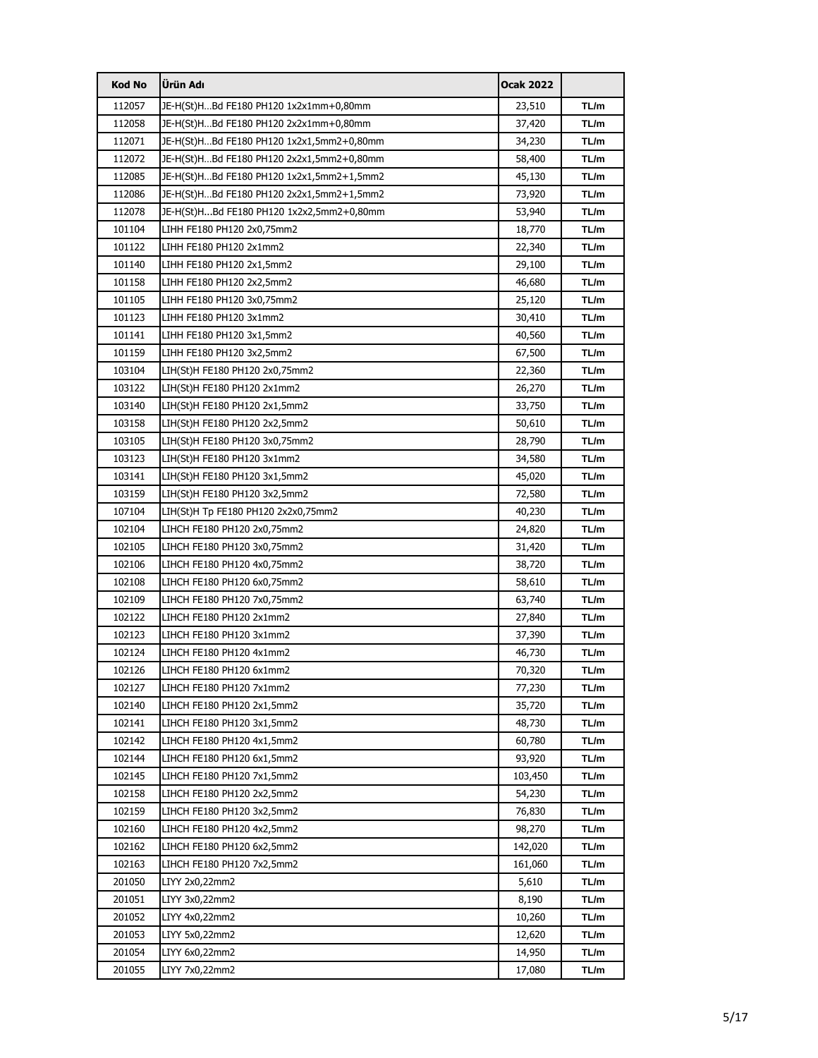| Kod No | Ürün Adı | Ocak 2022 | |
|---|---|---|---|
| 112057 | JE-H(St)H...Bd FE180 PH120 1x2x1mm+0,80mm | 23,510 | TL/m |
| 112058 | JE-H(St)H...Bd FE180 PH120 2x2x1mm+0,80mm | 37,420 | TL/m |
| 112071 | JE-H(St)H...Bd FE180 PH120 1x2x1,5mm2+0,80mm | 34,230 | TL/m |
| 112072 | JE-H(St)H...Bd FE180 PH120 2x2x1,5mm2+0,80mm | 58,400 | TL/m |
| 112085 | JE-H(St)H...Bd FE180 PH120 1x2x1,5mm2+1,5mm2 | 45,130 | TL/m |
| 112086 | JE-H(St)H...Bd FE180 PH120 2x2x1,5mm2+1,5mm2 | 73,920 | TL/m |
| 112078 | JE-H(St)H...Bd FE180 PH120 1x2x2,5mm2+0,80mm | 53,940 | TL/m |
| 101104 | LIHH FE180 PH120 2x0,75mm2 | 18,770 | TL/m |
| 101122 | LIHH FE180 PH120 2x1mm2 | 22,340 | TL/m |
| 101140 | LIHH FE180 PH120 2x1,5mm2 | 29,100 | TL/m |
| 101158 | LIHH FE180 PH120 2x2,5mm2 | 46,680 | TL/m |
| 101105 | LIHH FE180 PH120 3x0,75mm2 | 25,120 | TL/m |
| 101123 | LIHH FE180 PH120 3x1mm2 | 30,410 | TL/m |
| 101141 | LIHH FE180 PH120 3x1,5mm2 | 40,560 | TL/m |
| 101159 | LIHH FE180 PH120 3x2,5mm2 | 67,500 | TL/m |
| 103104 | LIH(St)H FE180 PH120 2x0,75mm2 | 22,360 | TL/m |
| 103122 | LIH(St)H FE180 PH120 2x1mm2 | 26,270 | TL/m |
| 103140 | LIH(St)H FE180 PH120 2x1,5mm2 | 33,750 | TL/m |
| 103158 | LIH(St)H FE180 PH120 2x2,5mm2 | 50,610 | TL/m |
| 103105 | LIH(St)H FE180 PH120 3x0,75mm2 | 28,790 | TL/m |
| 103123 | LIH(St)H FE180 PH120 3x1mm2 | 34,580 | TL/m |
| 103141 | LIH(St)H FE180 PH120 3x1,5mm2 | 45,020 | TL/m |
| 103159 | LIH(St)H FE180 PH120 3x2,5mm2 | 72,580 | TL/m |
| 107104 | LIH(St)H Tp FE180 PH120 2x2x0,75mm2 | 40,230 | TL/m |
| 102104 | LIHCH FE180 PH120 2x0,75mm2 | 24,820 | TL/m |
| 102105 | LIHCH FE180 PH120 3x0,75mm2 | 31,420 | TL/m |
| 102106 | LIHCH FE180 PH120 4x0,75mm2 | 38,720 | TL/m |
| 102108 | LIHCH FE180 PH120 6x0,75mm2 | 58,610 | TL/m |
| 102109 | LIHCH FE180 PH120 7x0,75mm2 | 63,740 | TL/m |
| 102122 | LIHCH FE180 PH120 2x1mm2 | 27,840 | TL/m |
| 102123 | LIHCH FE180 PH120 3x1mm2 | 37,390 | TL/m |
| 102124 | LIHCH FE180 PH120 4x1mm2 | 46,730 | TL/m |
| 102126 | LIHCH FE180 PH120 6x1mm2 | 70,320 | TL/m |
| 102127 | LIHCH FE180 PH120 7x1mm2 | 77,230 | TL/m |
| 102140 | LIHCH FE180 PH120 2x1,5mm2 | 35,720 | TL/m |
| 102141 | LIHCH FE180 PH120 3x1,5mm2 | 48,730 | TL/m |
| 102142 | LIHCH FE180 PH120 4x1,5mm2 | 60,780 | TL/m |
| 102144 | LIHCH FE180 PH120 6x1,5mm2 | 93,920 | TL/m |
| 102145 | LIHCH FE180 PH120 7x1,5mm2 | 103,450 | TL/m |
| 102158 | LIHCH FE180 PH120 2x2,5mm2 | 54,230 | TL/m |
| 102159 | LIHCH FE180 PH120 3x2,5mm2 | 76,830 | TL/m |
| 102160 | LIHCH FE180 PH120 4x2,5mm2 | 98,270 | TL/m |
| 102162 | LIHCH FE180 PH120 6x2,5mm2 | 142,020 | TL/m |
| 102163 | LIHCH FE180 PH120 7x2,5mm2 | 161,060 | TL/m |
| 201050 | LIYY 2x0,22mm2 | 5,610 | TL/m |
| 201051 | LIYY 3x0,22mm2 | 8,190 | TL/m |
| 201052 | LIYY 4x0,22mm2 | 10,260 | TL/m |
| 201053 | LIYY 5x0,22mm2 | 12,620 | TL/m |
| 201054 | LIYY 6x0,22mm2 | 14,950 | TL/m |
| 201055 | LIYY 7x0,22mm2 | 17,080 | TL/m |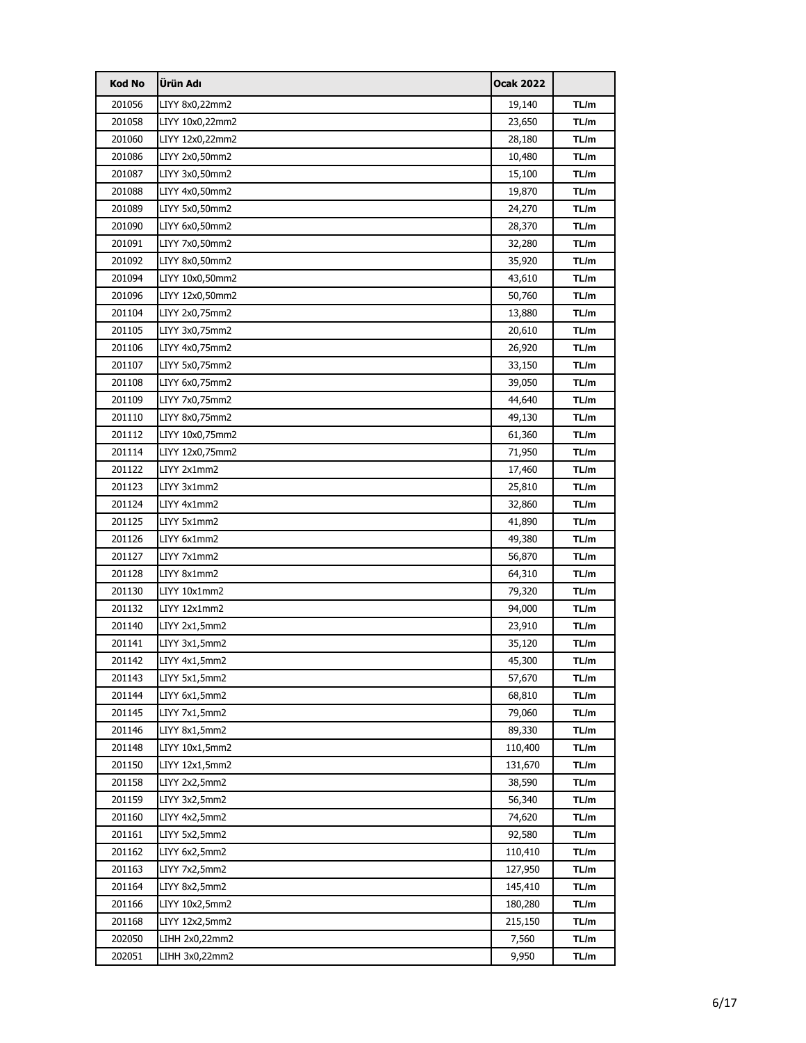| Kod No | Ürün Adı | Ocak 2022 | |
|---|---|---|---|
| 201056 | LIYY 8x0,22mm2 | 19,140 | TL/m |
| 201058 | LIYY 10x0,22mm2 | 23,650 | TL/m |
| 201060 | LIYY 12x0,22mm2 | 28,180 | TL/m |
| 201086 | LIYY 2x0,50mm2 | 10,480 | TL/m |
| 201087 | LIYY 3x0,50mm2 | 15,100 | TL/m |
| 201088 | LIYY 4x0,50mm2 | 19,870 | TL/m |
| 201089 | LIYY 5x0,50mm2 | 24,270 | TL/m |
| 201090 | LIYY 6x0,50mm2 | 28,370 | TL/m |
| 201091 | LIYY 7x0,50mm2 | 32,280 | TL/m |
| 201092 | LIYY 8x0,50mm2 | 35,920 | TL/m |
| 201094 | LIYY 10x0,50mm2 | 43,610 | TL/m |
| 201096 | LIYY 12x0,50mm2 | 50,760 | TL/m |
| 201104 | LIYY 2x0,75mm2 | 13,880 | TL/m |
| 201105 | LIYY 3x0,75mm2 | 20,610 | TL/m |
| 201106 | LIYY 4x0,75mm2 | 26,920 | TL/m |
| 201107 | LIYY 5x0,75mm2 | 33,150 | TL/m |
| 201108 | LIYY 6x0,75mm2 | 39,050 | TL/m |
| 201109 | LIYY 7x0,75mm2 | 44,640 | TL/m |
| 201110 | LIYY 8x0,75mm2 | 49,130 | TL/m |
| 201112 | LIYY 10x0,75mm2 | 61,360 | TL/m |
| 201114 | LIYY 12x0,75mm2 | 71,950 | TL/m |
| 201122 | LIYY 2x1mm2 | 17,460 | TL/m |
| 201123 | LIYY 3x1mm2 | 25,810 | TL/m |
| 201124 | LIYY 4x1mm2 | 32,860 | TL/m |
| 201125 | LIYY 5x1mm2 | 41,890 | TL/m |
| 201126 | LIYY 6x1mm2 | 49,380 | TL/m |
| 201127 | LIYY 7x1mm2 | 56,870 | TL/m |
| 201128 | LIYY 8x1mm2 | 64,310 | TL/m |
| 201130 | LIYY 10x1mm2 | 79,320 | TL/m |
| 201132 | LIYY 12x1mm2 | 94,000 | TL/m |
| 201140 | LIYY 2x1,5mm2 | 23,910 | TL/m |
| 201141 | LIYY 3x1,5mm2 | 35,120 | TL/m |
| 201142 | LIYY 4x1,5mm2 | 45,300 | TL/m |
| 201143 | LIYY 5x1,5mm2 | 57,670 | TL/m |
| 201144 | LIYY 6x1,5mm2 | 68,810 | TL/m |
| 201145 | LIYY 7x1,5mm2 | 79,060 | TL/m |
| 201146 | LIYY 8x1,5mm2 | 89,330 | TL/m |
| 201148 | LIYY 10x1,5mm2 | 110,400 | TL/m |
| 201150 | LIYY 12x1,5mm2 | 131,670 | TL/m |
| 201158 | LIYY 2x2,5mm2 | 38,590 | TL/m |
| 201159 | LIYY 3x2,5mm2 | 56,340 | TL/m |
| 201160 | LIYY 4x2,5mm2 | 74,620 | TL/m |
| 201161 | LIYY 5x2,5mm2 | 92,580 | TL/m |
| 201162 | LIYY 6x2,5mm2 | 110,410 | TL/m |
| 201163 | LIYY 7x2,5mm2 | 127,950 | TL/m |
| 201164 | LIYY 8x2,5mm2 | 145,410 | TL/m |
| 201166 | LIYY 10x2,5mm2 | 180,280 | TL/m |
| 201168 | LIYY 12x2,5mm2 | 215,150 | TL/m |
| 202050 | LIHH 2x0,22mm2 | 7,560 | TL/m |
| 202051 | LIHH 3x0,22mm2 | 9,950 | TL/m |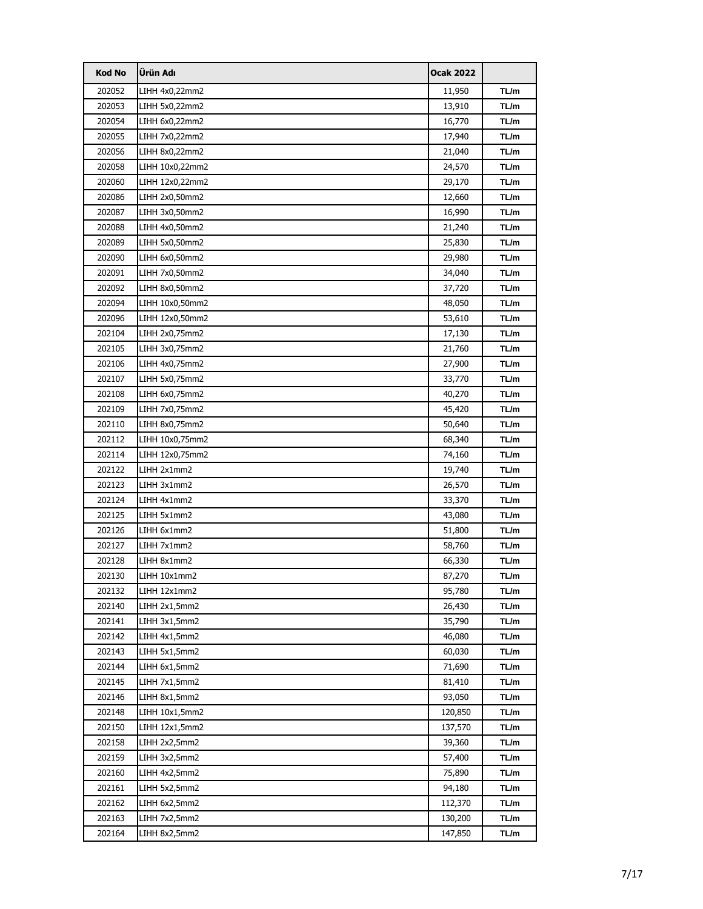| Kod No | Ürün Adı | Ocak 2022 | |
|---|---|---|---|
| 202052 | LIHH 4x0,22mm2 | 11,950 | TL/m |
| 202053 | LIHH 5x0,22mm2 | 13,910 | TL/m |
| 202054 | LIHH 6x0,22mm2 | 16,770 | TL/m |
| 202055 | LIHH 7x0,22mm2 | 17,940 | TL/m |
| 202056 | LIHH 8x0,22mm2 | 21,040 | TL/m |
| 202058 | LIHH 10x0,22mm2 | 24,570 | TL/m |
| 202060 | LIHH 12x0,22mm2 | 29,170 | TL/m |
| 202086 | LIHH 2x0,50mm2 | 12,660 | TL/m |
| 202087 | LIHH 3x0,50mm2 | 16,990 | TL/m |
| 202088 | LIHH 4x0,50mm2 | 21,240 | TL/m |
| 202089 | LIHH 5x0,50mm2 | 25,830 | TL/m |
| 202090 | LIHH 6x0,50mm2 | 29,980 | TL/m |
| 202091 | LIHH 7x0,50mm2 | 34,040 | TL/m |
| 202092 | LIHH 8x0,50mm2 | 37,720 | TL/m |
| 202094 | LIHH 10x0,50mm2 | 48,050 | TL/m |
| 202096 | LIHH 12x0,50mm2 | 53,610 | TL/m |
| 202104 | LIHH 2x0,75mm2 | 17,130 | TL/m |
| 202105 | LIHH 3x0,75mm2 | 21,760 | TL/m |
| 202106 | LIHH 4x0,75mm2 | 27,900 | TL/m |
| 202107 | LIHH 5x0,75mm2 | 33,770 | TL/m |
| 202108 | LIHH 6x0,75mm2 | 40,270 | TL/m |
| 202109 | LIHH 7x0,75mm2 | 45,420 | TL/m |
| 202110 | LIHH 8x0,75mm2 | 50,640 | TL/m |
| 202112 | LIHH 10x0,75mm2 | 68,340 | TL/m |
| 202114 | LIHH 12x0,75mm2 | 74,160 | TL/m |
| 202122 | LIHH 2x1mm2 | 19,740 | TL/m |
| 202123 | LIHH 3x1mm2 | 26,570 | TL/m |
| 202124 | LIHH 4x1mm2 | 33,370 | TL/m |
| 202125 | LIHH 5x1mm2 | 43,080 | TL/m |
| 202126 | LIHH 6x1mm2 | 51,800 | TL/m |
| 202127 | LIHH 7x1mm2 | 58,760 | TL/m |
| 202128 | LIHH 8x1mm2 | 66,330 | TL/m |
| 202130 | LIHH 10x1mm2 | 87,270 | TL/m |
| 202132 | LIHH 12x1mm2 | 95,780 | TL/m |
| 202140 | LIHH 2x1,5mm2 | 26,430 | TL/m |
| 202141 | LIHH 3x1,5mm2 | 35,790 | TL/m |
| 202142 | LIHH 4x1,5mm2 | 46,080 | TL/m |
| 202143 | LIHH 5x1,5mm2 | 60,030 | TL/m |
| 202144 | LIHH 6x1,5mm2 | 71,690 | TL/m |
| 202145 | LIHH 7x1,5mm2 | 81,410 | TL/m |
| 202146 | LIHH 8x1,5mm2 | 93,050 | TL/m |
| 202148 | LIHH 10x1,5mm2 | 120,850 | TL/m |
| 202150 | LIHH 12x1,5mm2 | 137,570 | TL/m |
| 202158 | LIHH 2x2,5mm2 | 39,360 | TL/m |
| 202159 | LIHH 3x2,5mm2 | 57,400 | TL/m |
| 202160 | LIHH 4x2,5mm2 | 75,890 | TL/m |
| 202161 | LIHH 5x2,5mm2 | 94,180 | TL/m |
| 202162 | LIHH 6x2,5mm2 | 112,370 | TL/m |
| 202163 | LIHH 7x2,5mm2 | 130,200 | TL/m |
| 202164 | LIHH 8x2,5mm2 | 147,850 | TL/m |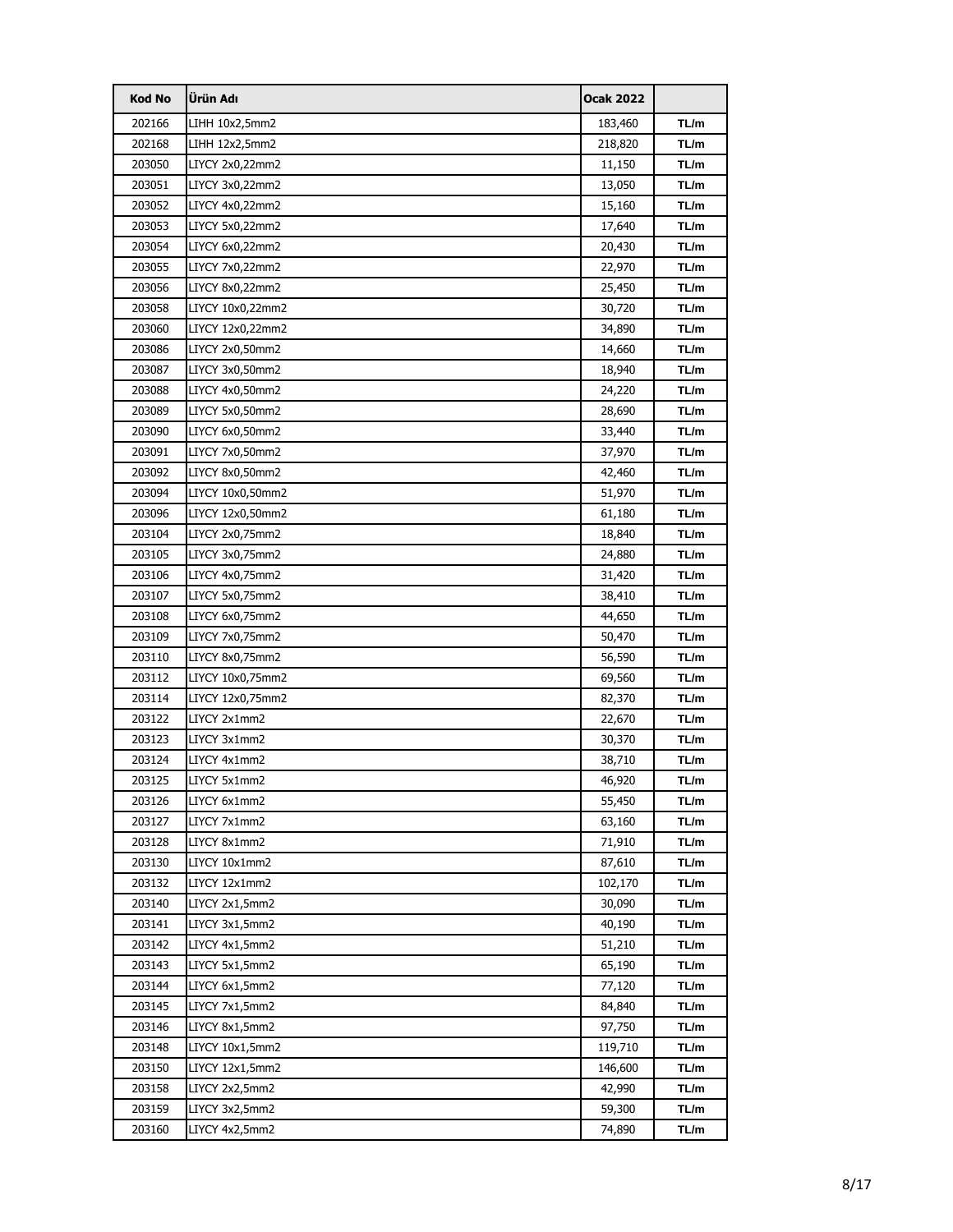| Kod No | Ürün Adı | Ocak 2022 | |
|---|---|---|---|
| 202166 | LIHH 10x2,5mm2 | 183,460 | TL/m |
| 202168 | LIHH 12x2,5mm2 | 218,820 | TL/m |
| 203050 | LIYCY 2x0,22mm2 | 11,150 | TL/m |
| 203051 | LIYCY 3x0,22mm2 | 13,050 | TL/m |
| 203052 | LIYCY 4x0,22mm2 | 15,160 | TL/m |
| 203053 | LIYCY 5x0,22mm2 | 17,640 | TL/m |
| 203054 | LIYCY 6x0,22mm2 | 20,430 | TL/m |
| 203055 | LIYCY 7x0,22mm2 | 22,970 | TL/m |
| 203056 | LIYCY 8x0,22mm2 | 25,450 | TL/m |
| 203058 | LIYCY 10x0,22mm2 | 30,720 | TL/m |
| 203060 | LIYCY 12x0,22mm2 | 34,890 | TL/m |
| 203086 | LIYCY 2x0,50mm2 | 14,660 | TL/m |
| 203087 | LIYCY 3x0,50mm2 | 18,940 | TL/m |
| 203088 | LIYCY 4x0,50mm2 | 24,220 | TL/m |
| 203089 | LIYCY 5x0,50mm2 | 28,690 | TL/m |
| 203090 | LIYCY 6x0,50mm2 | 33,440 | TL/m |
| 203091 | LIYCY 7x0,50mm2 | 37,970 | TL/m |
| 203092 | LIYCY 8x0,50mm2 | 42,460 | TL/m |
| 203094 | LIYCY 10x0,50mm2 | 51,970 | TL/m |
| 203096 | LIYCY 12x0,50mm2 | 61,180 | TL/m |
| 203104 | LIYCY 2x0,75mm2 | 18,840 | TL/m |
| 203105 | LIYCY 3x0,75mm2 | 24,880 | TL/m |
| 203106 | LIYCY 4x0,75mm2 | 31,420 | TL/m |
| 203107 | LIYCY 5x0,75mm2 | 38,410 | TL/m |
| 203108 | LIYCY 6x0,75mm2 | 44,650 | TL/m |
| 203109 | LIYCY 7x0,75mm2 | 50,470 | TL/m |
| 203110 | LIYCY 8x0,75mm2 | 56,590 | TL/m |
| 203112 | LIYCY 10x0,75mm2 | 69,560 | TL/m |
| 203114 | LIYCY 12x0,75mm2 | 82,370 | TL/m |
| 203122 | LIYCY 2x1mm2 | 22,670 | TL/m |
| 203123 | LIYCY 3x1mm2 | 30,370 | TL/m |
| 203124 | LIYCY 4x1mm2 | 38,710 | TL/m |
| 203125 | LIYCY 5x1mm2 | 46,920 | TL/m |
| 203126 | LIYCY 6x1mm2 | 55,450 | TL/m |
| 203127 | LIYCY 7x1mm2 | 63,160 | TL/m |
| 203128 | LIYCY 8x1mm2 | 71,910 | TL/m |
| 203130 | LIYCY 10x1mm2 | 87,610 | TL/m |
| 203132 | LIYCY 12x1mm2 | 102,170 | TL/m |
| 203140 | LIYCY 2x1,5mm2 | 30,090 | TL/m |
| 203141 | LIYCY 3x1,5mm2 | 40,190 | TL/m |
| 203142 | LIYCY 4x1,5mm2 | 51,210 | TL/m |
| 203143 | LIYCY 5x1,5mm2 | 65,190 | TL/m |
| 203144 | LIYCY 6x1,5mm2 | 77,120 | TL/m |
| 203145 | LIYCY 7x1,5mm2 | 84,840 | TL/m |
| 203146 | LIYCY 8x1,5mm2 | 97,750 | TL/m |
| 203148 | LIYCY 10x1,5mm2 | 119,710 | TL/m |
| 203150 | LIYCY 12x1,5mm2 | 146,600 | TL/m |
| 203158 | LIYCY 2x2,5mm2 | 42,990 | TL/m |
| 203159 | LIYCY 3x2,5mm2 | 59,300 | TL/m |
| 203160 | LIYCY 4x2,5mm2 | 74,890 | TL/m |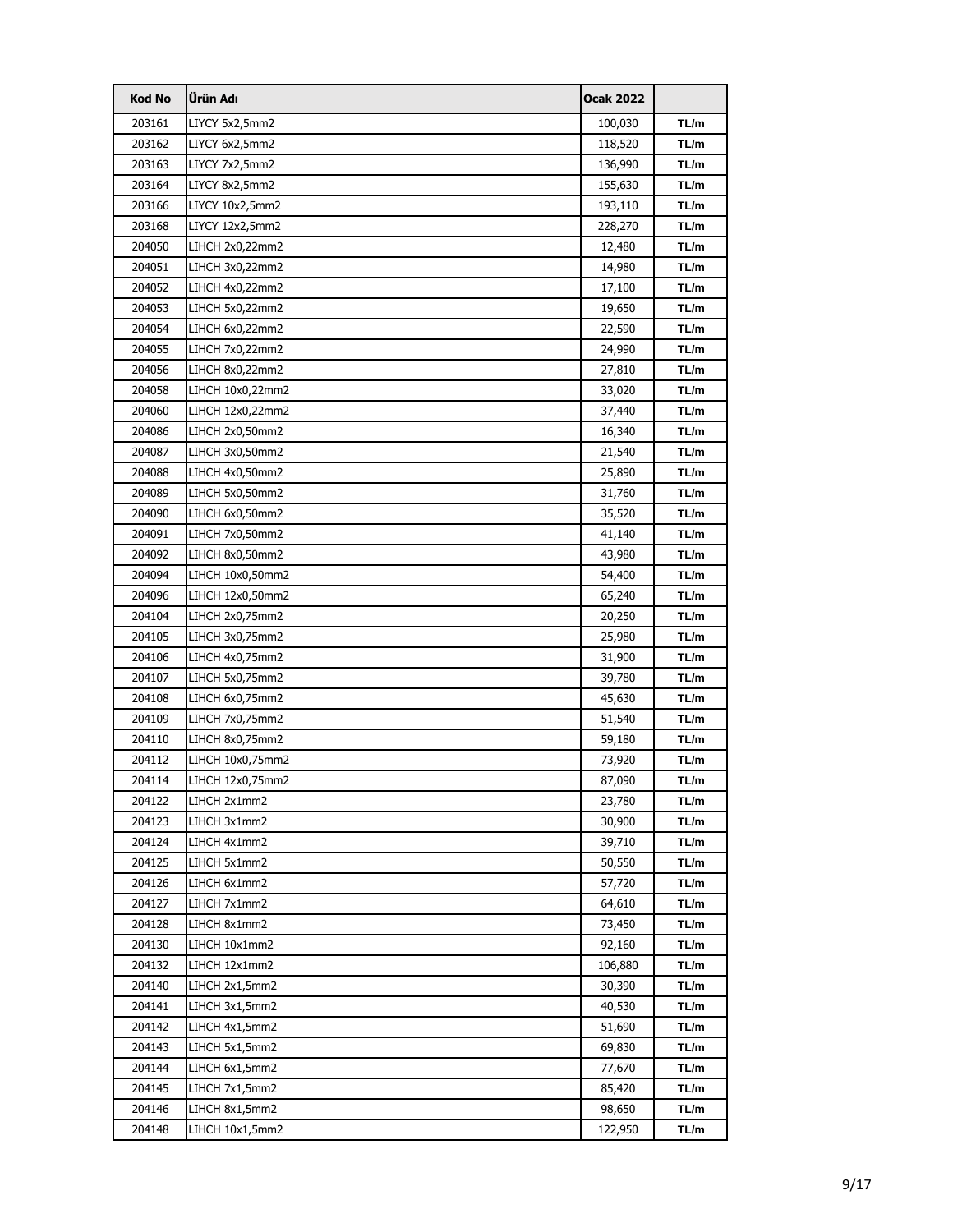| Kod No | Ürün Adı | Ocak 2022 | |
|---|---|---|---|
| 203161 | LIYCY 5x2,5mm2 | 100,030 | TL/m |
| 203162 | LIYCY 6x2,5mm2 | 118,520 | TL/m |
| 203163 | LIYCY 7x2,5mm2 | 136,990 | TL/m |
| 203164 | LIYCY 8x2,5mm2 | 155,630 | TL/m |
| 203166 | LIYCY 10x2,5mm2 | 193,110 | TL/m |
| 203168 | LIYCY 12x2,5mm2 | 228,270 | TL/m |
| 204050 | LIHCH 2x0,22mm2 | 12,480 | TL/m |
| 204051 | LIHCH 3x0,22mm2 | 14,980 | TL/m |
| 204052 | LIHCH 4x0,22mm2 | 17,100 | TL/m |
| 204053 | LIHCH 5x0,22mm2 | 19,650 | TL/m |
| 204054 | LIHCH 6x0,22mm2 | 22,590 | TL/m |
| 204055 | LIHCH 7x0,22mm2 | 24,990 | TL/m |
| 204056 | LIHCH 8x0,22mm2 | 27,810 | TL/m |
| 204058 | LIHCH 10x0,22mm2 | 33,020 | TL/m |
| 204060 | LIHCH 12x0,22mm2 | 37,440 | TL/m |
| 204086 | LIHCH 2x0,50mm2 | 16,340 | TL/m |
| 204087 | LIHCH 3x0,50mm2 | 21,540 | TL/m |
| 204088 | LIHCH 4x0,50mm2 | 25,890 | TL/m |
| 204089 | LIHCH 5x0,50mm2 | 31,760 | TL/m |
| 204090 | LIHCH 6x0,50mm2 | 35,520 | TL/m |
| 204091 | LIHCH 7x0,50mm2 | 41,140 | TL/m |
| 204092 | LIHCH 8x0,50mm2 | 43,980 | TL/m |
| 204094 | LIHCH 10x0,50mm2 | 54,400 | TL/m |
| 204096 | LIHCH 12x0,50mm2 | 65,240 | TL/m |
| 204104 | LIHCH 2x0,75mm2 | 20,250 | TL/m |
| 204105 | LIHCH 3x0,75mm2 | 25,980 | TL/m |
| 204106 | LIHCH 4x0,75mm2 | 31,900 | TL/m |
| 204107 | LIHCH 5x0,75mm2 | 39,780 | TL/m |
| 204108 | LIHCH 6x0,75mm2 | 45,630 | TL/m |
| 204109 | LIHCH 7x0,75mm2 | 51,540 | TL/m |
| 204110 | LIHCH 8x0,75mm2 | 59,180 | TL/m |
| 204112 | LIHCH 10x0,75mm2 | 73,920 | TL/m |
| 204114 | LIHCH 12x0,75mm2 | 87,090 | TL/m |
| 204122 | LIHCH 2x1mm2 | 23,780 | TL/m |
| 204123 | LIHCH 3x1mm2 | 30,900 | TL/m |
| 204124 | LIHCH 4x1mm2 | 39,710 | TL/m |
| 204125 | LIHCH 5x1mm2 | 50,550 | TL/m |
| 204126 | LIHCH 6x1mm2 | 57,720 | TL/m |
| 204127 | LIHCH 7x1mm2 | 64,610 | TL/m |
| 204128 | LIHCH 8x1mm2 | 73,450 | TL/m |
| 204130 | LIHCH 10x1mm2 | 92,160 | TL/m |
| 204132 | LIHCH 12x1mm2 | 106,880 | TL/m |
| 204140 | LIHCH 2x1,5mm2 | 30,390 | TL/m |
| 204141 | LIHCH 3x1,5mm2 | 40,530 | TL/m |
| 204142 | LIHCH 4x1,5mm2 | 51,690 | TL/m |
| 204143 | LIHCH 5x1,5mm2 | 69,830 | TL/m |
| 204144 | LIHCH 6x1,5mm2 | 77,670 | TL/m |
| 204145 | LIHCH 7x1,5mm2 | 85,420 | TL/m |
| 204146 | LIHCH 8x1,5mm2 | 98,650 | TL/m |
| 204148 | LIHCH 10x1,5mm2 | 122,950 | TL/m |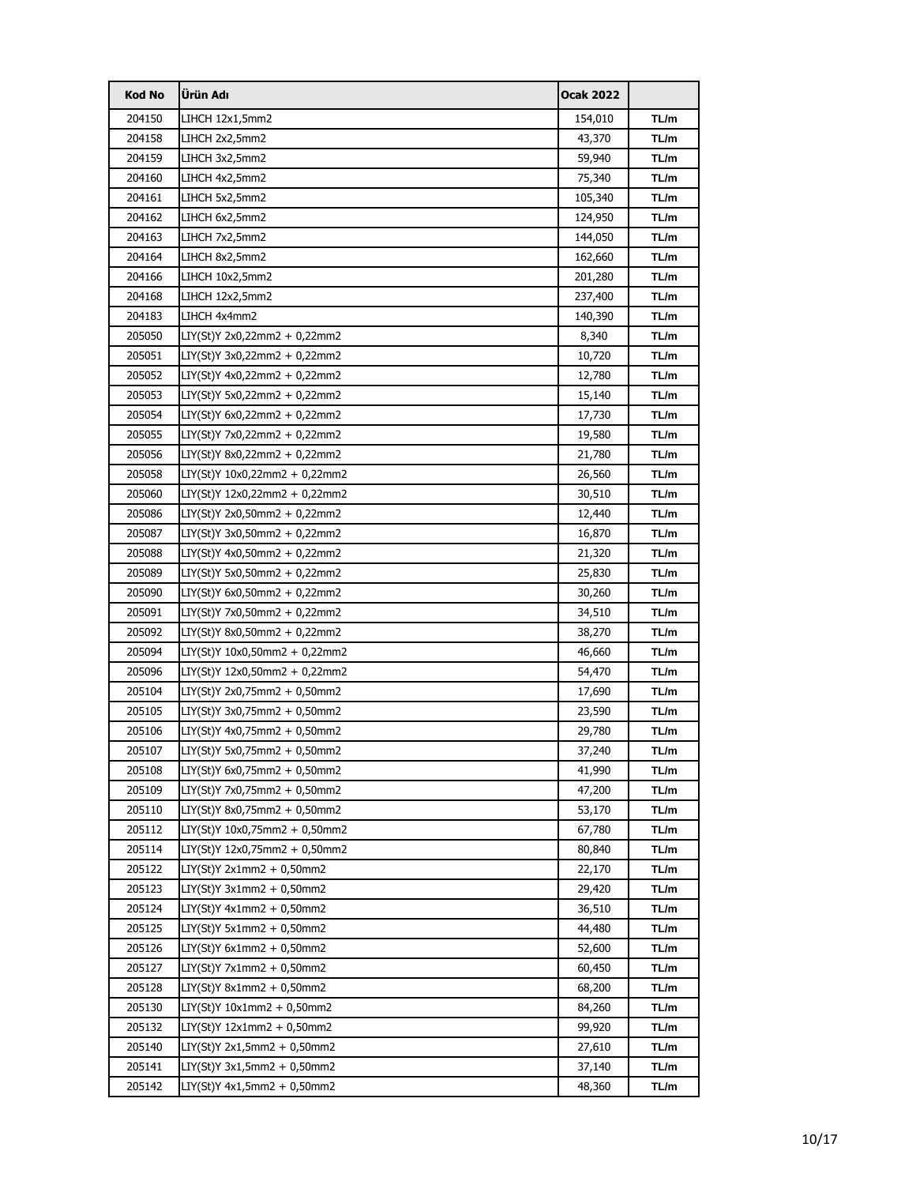| Kod No | Ürün Adı | Ocak 2022 | |
|---|---|---|---|
| 204150 | LIHCH 12x1,5mm2 | 154,010 | TL/m |
| 204158 | LIHCH 2x2,5mm2 | 43,370 | TL/m |
| 204159 | LIHCH 3x2,5mm2 | 59,940 | TL/m |
| 204160 | LIHCH 4x2,5mm2 | 75,340 | TL/m |
| 204161 | LIHCH 5x2,5mm2 | 105,340 | TL/m |
| 204162 | LIHCH 6x2,5mm2 | 124,950 | TL/m |
| 204163 | LIHCH 7x2,5mm2 | 144,050 | TL/m |
| 204164 | LIHCH 8x2,5mm2 | 162,660 | TL/m |
| 204166 | LIHCH 10x2,5mm2 | 201,280 | TL/m |
| 204168 | LIHCH 12x2,5mm2 | 237,400 | TL/m |
| 204183 | LIHCH 4x4mm2 | 140,390 | TL/m |
| 205050 | LIY(St)Y 2x0,22mm2 + 0,22mm2 | 8,340 | TL/m |
| 205051 | LIY(St)Y 3x0,22mm2 + 0,22mm2 | 10,720 | TL/m |
| 205052 | LIY(St)Y 4x0,22mm2 + 0,22mm2 | 12,780 | TL/m |
| 205053 | LIY(St)Y 5x0,22mm2 + 0,22mm2 | 15,140 | TL/m |
| 205054 | LIY(St)Y 6x0,22mm2 + 0,22mm2 | 17,730 | TL/m |
| 205055 | LIY(St)Y 7x0,22mm2 + 0,22mm2 | 19,580 | TL/m |
| 205056 | LIY(St)Y 8x0,22mm2 + 0,22mm2 | 21,780 | TL/m |
| 205058 | LIY(St)Y 10x0,22mm2 + 0,22mm2 | 26,560 | TL/m |
| 205060 | LIY(St)Y 12x0,22mm2 + 0,22mm2 | 30,510 | TL/m |
| 205086 | LIY(St)Y 2x0,50mm2 + 0,22mm2 | 12,440 | TL/m |
| 205087 | LIY(St)Y 3x0,50mm2 + 0,22mm2 | 16,870 | TL/m |
| 205088 | LIY(St)Y 4x0,50mm2 + 0,22mm2 | 21,320 | TL/m |
| 205089 | LIY(St)Y 5x0,50mm2 + 0,22mm2 | 25,830 | TL/m |
| 205090 | LIY(St)Y 6x0,50mm2 + 0,22mm2 | 30,260 | TL/m |
| 205091 | LIY(St)Y 7x0,50mm2 + 0,22mm2 | 34,510 | TL/m |
| 205092 | LIY(St)Y 8x0,50mm2 + 0,22mm2 | 38,270 | TL/m |
| 205094 | LIY(St)Y 10x0,50mm2 + 0,22mm2 | 46,660 | TL/m |
| 205096 | LIY(St)Y 12x0,50mm2 + 0,22mm2 | 54,470 | TL/m |
| 205104 | LIY(St)Y 2x0,75mm2 + 0,50mm2 | 17,690 | TL/m |
| 205105 | LIY(St)Y 3x0,75mm2 + 0,50mm2 | 23,590 | TL/m |
| 205106 | LIY(St)Y 4x0,75mm2 + 0,50mm2 | 29,780 | TL/m |
| 205107 | LIY(St)Y 5x0,75mm2 + 0,50mm2 | 37,240 | TL/m |
| 205108 | LIY(St)Y 6x0,75mm2 + 0,50mm2 | 41,990 | TL/m |
| 205109 | LIY(St)Y 7x0,75mm2 + 0,50mm2 | 47,200 | TL/m |
| 205110 | LIY(St)Y 8x0,75mm2 + 0,50mm2 | 53,170 | TL/m |
| 205112 | LIY(St)Y 10x0,75mm2 + 0,50mm2 | 67,780 | TL/m |
| 205114 | LIY(St)Y 12x0,75mm2 + 0,50mm2 | 80,840 | TL/m |
| 205122 | LIY(St)Y 2x1mm2 + 0,50mm2 | 22,170 | TL/m |
| 205123 | LIY(St)Y 3x1mm2 + 0,50mm2 | 29,420 | TL/m |
| 205124 | LIY(St)Y 4x1mm2 + 0,50mm2 | 36,510 | TL/m |
| 205125 | LIY(St)Y 5x1mm2 + 0,50mm2 | 44,480 | TL/m |
| 205126 | LIY(St)Y 6x1mm2 + 0,50mm2 | 52,600 | TL/m |
| 205127 | LIY(St)Y 7x1mm2 + 0,50mm2 | 60,450 | TL/m |
| 205128 | LIY(St)Y 8x1mm2 + 0,50mm2 | 68,200 | TL/m |
| 205130 | LIY(St)Y 10x1mm2 + 0,50mm2 | 84,260 | TL/m |
| 205132 | LIY(St)Y 12x1mm2 + 0,50mm2 | 99,920 | TL/m |
| 205140 | LIY(St)Y 2x1,5mm2 + 0,50mm2 | 27,610 | TL/m |
| 205141 | LIY(St)Y 3x1,5mm2 + 0,50mm2 | 37,140 | TL/m |
| 205142 | LIY(St)Y 4x1,5mm2 + 0,50mm2 | 48,360 | TL/m |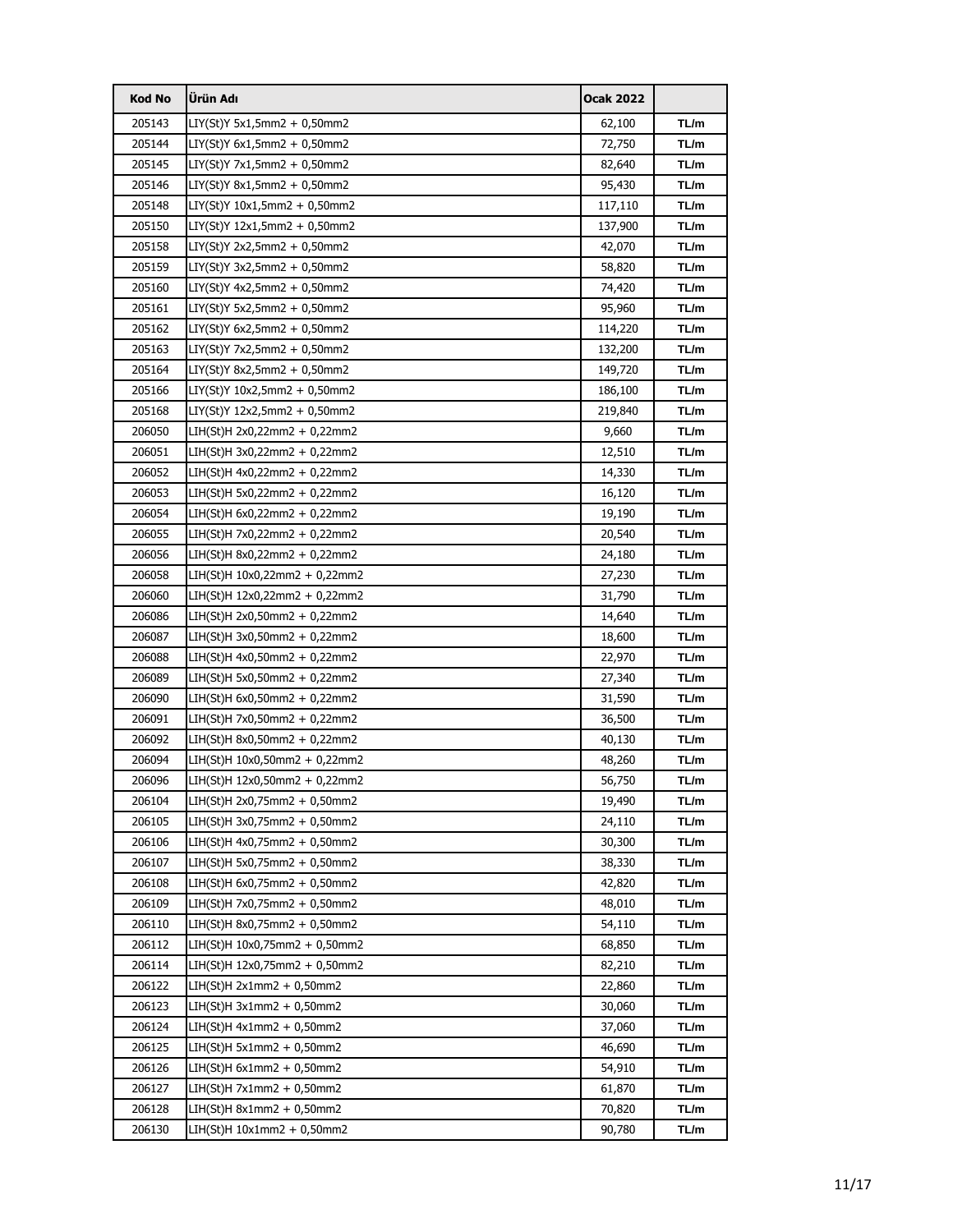| Kod No | Ürün Adı | Ocak 2022 | |
|---|---|---|---|
| 205143 | LIY(St)Y 5x1,5mm2 + 0,50mm2 | 62,100 | TL/m |
| 205144 | LIY(St)Y 6x1,5mm2 + 0,50mm2 | 72,750 | TL/m |
| 205145 | LIY(St)Y 7x1,5mm2 + 0,50mm2 | 82,640 | TL/m |
| 205146 | LIY(St)Y 8x1,5mm2 + 0,50mm2 | 95,430 | TL/m |
| 205148 | LIY(St)Y 10x1,5mm2 + 0,50mm2 | 117,110 | TL/m |
| 205150 | LIY(St)Y 12x1,5mm2 + 0,50mm2 | 137,900 | TL/m |
| 205158 | LIY(St)Y 2x2,5mm2 + 0,50mm2 | 42,070 | TL/m |
| 205159 | LIY(St)Y 3x2,5mm2 + 0,50mm2 | 58,820 | TL/m |
| 205160 | LIY(St)Y 4x2,5mm2 + 0,50mm2 | 74,420 | TL/m |
| 205161 | LIY(St)Y 5x2,5mm2 + 0,50mm2 | 95,960 | TL/m |
| 205162 | LIY(St)Y 6x2,5mm2 + 0,50mm2 | 114,220 | TL/m |
| 205163 | LIY(St)Y 7x2,5mm2 + 0,50mm2 | 132,200 | TL/m |
| 205164 | LIY(St)Y 8x2,5mm2 + 0,50mm2 | 149,720 | TL/m |
| 205166 | LIY(St)Y 10x2,5mm2 + 0,50mm2 | 186,100 | TL/m |
| 205168 | LIY(St)Y 12x2,5mm2 + 0,50mm2 | 219,840 | TL/m |
| 206050 | LIH(St)H 2x0,22mm2 + 0,22mm2 | 9,660 | TL/m |
| 206051 | LIH(St)H 3x0,22mm2 + 0,22mm2 | 12,510 | TL/m |
| 206052 | LIH(St)H 4x0,22mm2 + 0,22mm2 | 14,330 | TL/m |
| 206053 | LIH(St)H 5x0,22mm2 + 0,22mm2 | 16,120 | TL/m |
| 206054 | LIH(St)H 6x0,22mm2 + 0,22mm2 | 19,190 | TL/m |
| 206055 | LIH(St)H 7x0,22mm2 + 0,22mm2 | 20,540 | TL/m |
| 206056 | LIH(St)H 8x0,22mm2 + 0,22mm2 | 24,180 | TL/m |
| 206058 | LIH(St)H 10x0,22mm2 + 0,22mm2 | 27,230 | TL/m |
| 206060 | LIH(St)H 12x0,22mm2 + 0,22mm2 | 31,790 | TL/m |
| 206086 | LIH(St)H 2x0,50mm2 + 0,22mm2 | 14,640 | TL/m |
| 206087 | LIH(St)H 3x0,50mm2 + 0,22mm2 | 18,600 | TL/m |
| 206088 | LIH(St)H 4x0,50mm2 + 0,22mm2 | 22,970 | TL/m |
| 206089 | LIH(St)H 5x0,50mm2 + 0,22mm2 | 27,340 | TL/m |
| 206090 | LIH(St)H 6x0,50mm2 + 0,22mm2 | 31,590 | TL/m |
| 206091 | LIH(St)H 7x0,50mm2 + 0,22mm2 | 36,500 | TL/m |
| 206092 | LIH(St)H 8x0,50mm2 + 0,22mm2 | 40,130 | TL/m |
| 206094 | LIH(St)H 10x0,50mm2 + 0,22mm2 | 48,260 | TL/m |
| 206096 | LIH(St)H 12x0,50mm2 + 0,22mm2 | 56,750 | TL/m |
| 206104 | LIH(St)H 2x0,75mm2 + 0,50mm2 | 19,490 | TL/m |
| 206105 | LIH(St)H 3x0,75mm2 + 0,50mm2 | 24,110 | TL/m |
| 206106 | LIH(St)H 4x0,75mm2 + 0,50mm2 | 30,300 | TL/m |
| 206107 | LIH(St)H 5x0,75mm2 + 0,50mm2 | 38,330 | TL/m |
| 206108 | LIH(St)H 6x0,75mm2 + 0,50mm2 | 42,820 | TL/m |
| 206109 | LIH(St)H 7x0,75mm2 + 0,50mm2 | 48,010 | TL/m |
| 206110 | LIH(St)H 8x0,75mm2 + 0,50mm2 | 54,110 | TL/m |
| 206112 | LIH(St)H 10x0,75mm2 + 0,50mm2 | 68,850 | TL/m |
| 206114 | LIH(St)H 12x0,75mm2 + 0,50mm2 | 82,210 | TL/m |
| 206122 | LIH(St)H 2x1mm2 + 0,50mm2 | 22,860 | TL/m |
| 206123 | LIH(St)H 3x1mm2 + 0,50mm2 | 30,060 | TL/m |
| 206124 | LIH(St)H 4x1mm2 + 0,50mm2 | 37,060 | TL/m |
| 206125 | LIH(St)H 5x1mm2 + 0,50mm2 | 46,690 | TL/m |
| 206126 | LIH(St)H 6x1mm2 + 0,50mm2 | 54,910 | TL/m |
| 206127 | LIH(St)H 7x1mm2 + 0,50mm2 | 61,870 | TL/m |
| 206128 | LIH(St)H 8x1mm2 + 0,50mm2 | 70,820 | TL/m |
| 206130 | LIH(St)H 10x1mm2 + 0,50mm2 | 90,780 | TL/m |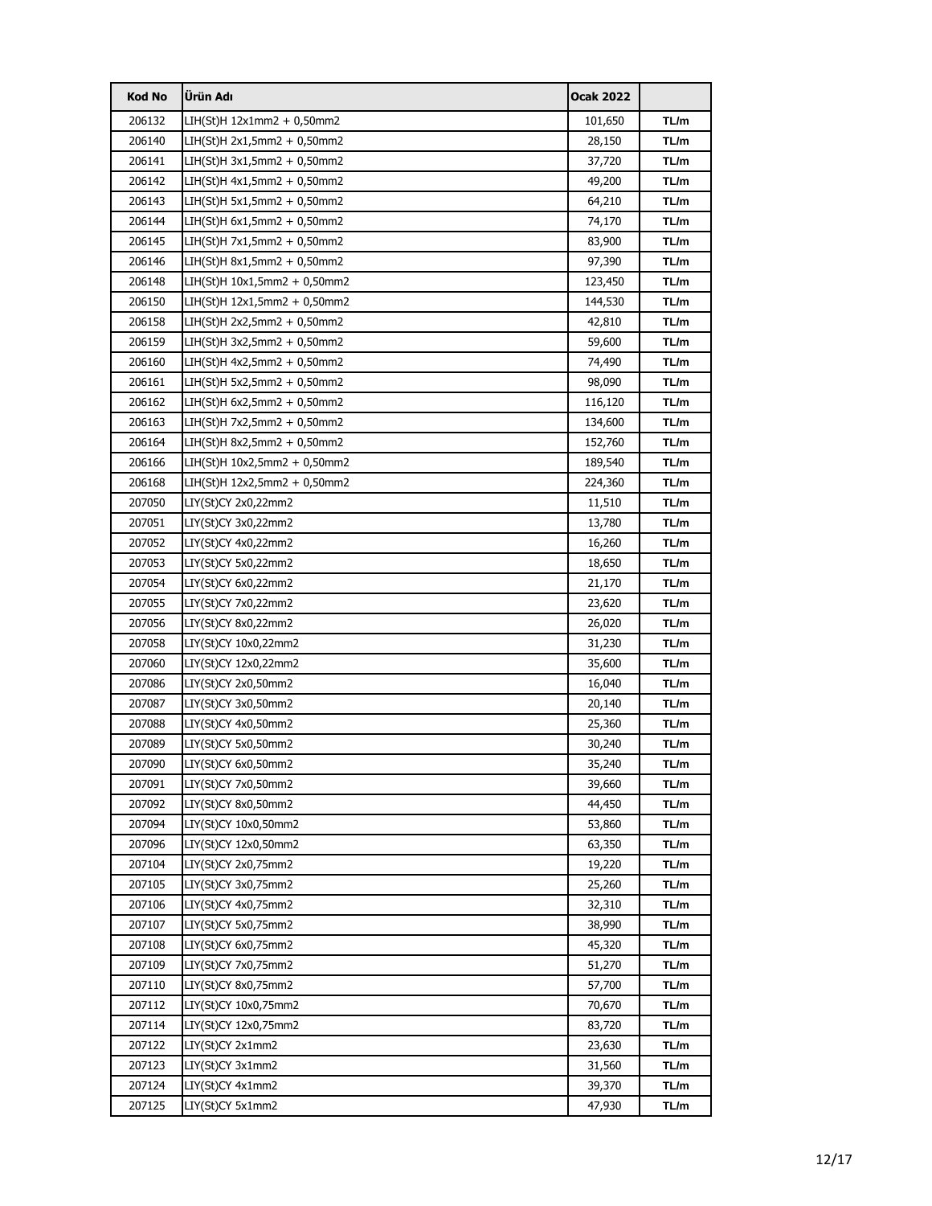| Kod No | Ürün Adı | Ocak 2022 | |
|---|---|---|---|
| 206132 | LIH(St)H 12x1mm2 + 0,50mm2 | 101,650 | TL/m |
| 206140 | LIH(St)H 2x1,5mm2 + 0,50mm2 | 28,150 | TL/m |
| 206141 | LIH(St)H 3x1,5mm2 + 0,50mm2 | 37,720 | TL/m |
| 206142 | LIH(St)H 4x1,5mm2 + 0,50mm2 | 49,200 | TL/m |
| 206143 | LIH(St)H 5x1,5mm2 + 0,50mm2 | 64,210 | TL/m |
| 206144 | LIH(St)H 6x1,5mm2 + 0,50mm2 | 74,170 | TL/m |
| 206145 | LIH(St)H 7x1,5mm2 + 0,50mm2 | 83,900 | TL/m |
| 206146 | LIH(St)H 8x1,5mm2 + 0,50mm2 | 97,390 | TL/m |
| 206148 | LIH(St)H 10x1,5mm2 + 0,50mm2 | 123,450 | TL/m |
| 206150 | LIH(St)H 12x1,5mm2 + 0,50mm2 | 144,530 | TL/m |
| 206158 | LIH(St)H 2x2,5mm2 + 0,50mm2 | 42,810 | TL/m |
| 206159 | LIH(St)H 3x2,5mm2 + 0,50mm2 | 59,600 | TL/m |
| 206160 | LIH(St)H 4x2,5mm2 + 0,50mm2 | 74,490 | TL/m |
| 206161 | LIH(St)H 5x2,5mm2 + 0,50mm2 | 98,090 | TL/m |
| 206162 | LIH(St)H 6x2,5mm2 + 0,50mm2 | 116,120 | TL/m |
| 206163 | LIH(St)H 7x2,5mm2 + 0,50mm2 | 134,600 | TL/m |
| 206164 | LIH(St)H 8x2,5mm2 + 0,50mm2 | 152,760 | TL/m |
| 206166 | LIH(St)H 10x2,5mm2 + 0,50mm2 | 189,540 | TL/m |
| 206168 | LIH(St)H 12x2,5mm2 + 0,50mm2 | 224,360 | TL/m |
| 207050 | LIY(St)CY 2x0,22mm2 | 11,510 | TL/m |
| 207051 | LIY(St)CY 3x0,22mm2 | 13,780 | TL/m |
| 207052 | LIY(St)CY 4x0,22mm2 | 16,260 | TL/m |
| 207053 | LIY(St)CY 5x0,22mm2 | 18,650 | TL/m |
| 207054 | LIY(St)CY 6x0,22mm2 | 21,170 | TL/m |
| 207055 | LIY(St)CY 7x0,22mm2 | 23,620 | TL/m |
| 207056 | LIY(St)CY 8x0,22mm2 | 26,020 | TL/m |
| 207058 | LIY(St)CY 10x0,22mm2 | 31,230 | TL/m |
| 207060 | LIY(St)CY 12x0,22mm2 | 35,600 | TL/m |
| 207086 | LIY(St)CY 2x0,50mm2 | 16,040 | TL/m |
| 207087 | LIY(St)CY 3x0,50mm2 | 20,140 | TL/m |
| 207088 | LIY(St)CY 4x0,50mm2 | 25,360 | TL/m |
| 207089 | LIY(St)CY 5x0,50mm2 | 30,240 | TL/m |
| 207090 | LIY(St)CY 6x0,50mm2 | 35,240 | TL/m |
| 207091 | LIY(St)CY 7x0,50mm2 | 39,660 | TL/m |
| 207092 | LIY(St)CY 8x0,50mm2 | 44,450 | TL/m |
| 207094 | LIY(St)CY 10x0,50mm2 | 53,860 | TL/m |
| 207096 | LIY(St)CY 12x0,50mm2 | 63,350 | TL/m |
| 207104 | LIY(St)CY 2x0,75mm2 | 19,220 | TL/m |
| 207105 | LIY(St)CY 3x0,75mm2 | 25,260 | TL/m |
| 207106 | LIY(St)CY 4x0,75mm2 | 32,310 | TL/m |
| 207107 | LIY(St)CY 5x0,75mm2 | 38,990 | TL/m |
| 207108 | LIY(St)CY 6x0,75mm2 | 45,320 | TL/m |
| 207109 | LIY(St)CY 7x0,75mm2 | 51,270 | TL/m |
| 207110 | LIY(St)CY 8x0,75mm2 | 57,700 | TL/m |
| 207112 | LIY(St)CY 10x0,75mm2 | 70,670 | TL/m |
| 207114 | LIY(St)CY 12x0,75mm2 | 83,720 | TL/m |
| 207122 | LIY(St)CY 2x1mm2 | 23,630 | TL/m |
| 207123 | LIY(St)CY 3x1mm2 | 31,560 | TL/m |
| 207124 | LIY(St)CY 4x1mm2 | 39,370 | TL/m |
| 207125 | LIY(St)CY 5x1mm2 | 47,930 | TL/m |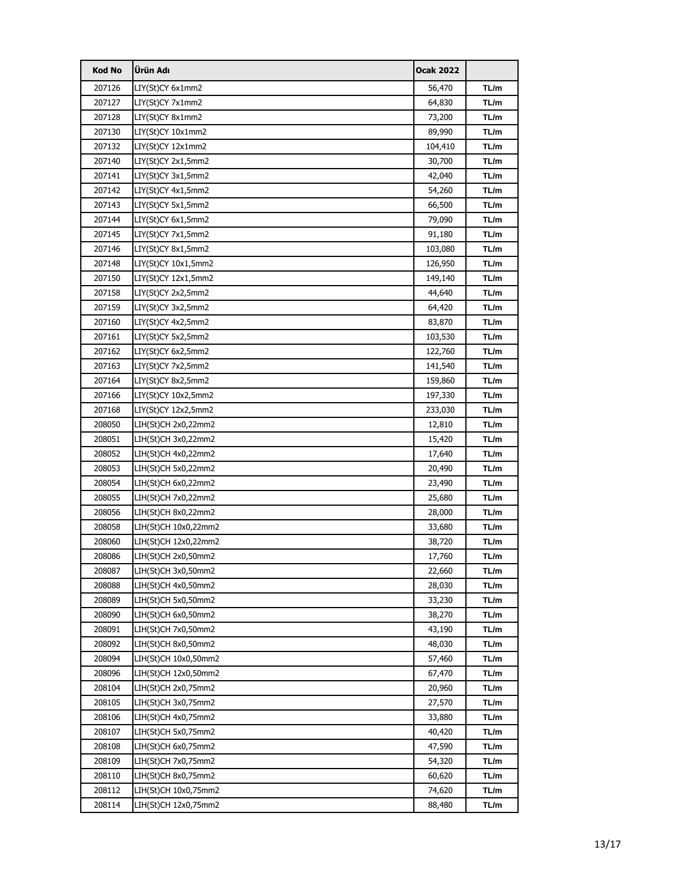| Kod No | Ürün Adı | Ocak 2022 | |
|---|---|---|---|
| 207126 | LIY(St)CY 6x1mm2 | 56,470 | TL/m |
| 207127 | LIY(St)CY 7x1mm2 | 64,830 | TL/m |
| 207128 | LIY(St)CY 8x1mm2 | 73,200 | TL/m |
| 207130 | LIY(St)CY 10x1mm2 | 89,990 | TL/m |
| 207132 | LIY(St)CY 12x1mm2 | 104,410 | TL/m |
| 207140 | LIY(St)CY 2x1,5mm2 | 30,700 | TL/m |
| 207141 | LIY(St)CY 3x1,5mm2 | 42,040 | TL/m |
| 207142 | LIY(St)CY 4x1,5mm2 | 54,260 | TL/m |
| 207143 | LIY(St)CY 5x1,5mm2 | 66,500 | TL/m |
| 207144 | LIY(St)CY 6x1,5mm2 | 79,090 | TL/m |
| 207145 | LIY(St)CY 7x1,5mm2 | 91,180 | TL/m |
| 207146 | LIY(St)CY 8x1,5mm2 | 103,080 | TL/m |
| 207148 | LIY(St)CY 10x1,5mm2 | 126,950 | TL/m |
| 207150 | LIY(St)CY 12x1,5mm2 | 149,140 | TL/m |
| 207158 | LIY(St)CY 2x2,5mm2 | 44,640 | TL/m |
| 207159 | LIY(St)CY 3x2,5mm2 | 64,420 | TL/m |
| 207160 | LIY(St)CY 4x2,5mm2 | 83,870 | TL/m |
| 207161 | LIY(St)CY 5x2,5mm2 | 103,530 | TL/m |
| 207162 | LIY(St)CY 6x2,5mm2 | 122,760 | TL/m |
| 207163 | LIY(St)CY 7x2,5mm2 | 141,540 | TL/m |
| 207164 | LIY(St)CY 8x2,5mm2 | 159,860 | TL/m |
| 207166 | LIY(St)CY 10x2,5mm2 | 197,330 | TL/m |
| 207168 | LIY(St)CY 12x2,5mm2 | 233,030 | TL/m |
| 208050 | LIH(St)CH 2x0,22mm2 | 12,810 | TL/m |
| 208051 | LIH(St)CH 3x0,22mm2 | 15,420 | TL/m |
| 208052 | LIH(St)CH 4x0,22mm2 | 17,640 | TL/m |
| 208053 | LIH(St)CH 5x0,22mm2 | 20,490 | TL/m |
| 208054 | LIH(St)CH 6x0,22mm2 | 23,490 | TL/m |
| 208055 | LIH(St)CH 7x0,22mm2 | 25,680 | TL/m |
| 208056 | LIH(St)CH 8x0,22mm2 | 28,000 | TL/m |
| 208058 | LIH(St)CH 10x0,22mm2 | 33,680 | TL/m |
| 208060 | LIH(St)CH 12x0,22mm2 | 38,720 | TL/m |
| 208086 | LIH(St)CH 2x0,50mm2 | 17,760 | TL/m |
| 208087 | LIH(St)CH 3x0,50mm2 | 22,660 | TL/m |
| 208088 | LIH(St)CH 4x0,50mm2 | 28,030 | TL/m |
| 208089 | LIH(St)CH 5x0,50mm2 | 33,230 | TL/m |
| 208090 | LIH(St)CH 6x0,50mm2 | 38,270 | TL/m |
| 208091 | LIH(St)CH 7x0,50mm2 | 43,190 | TL/m |
| 208092 | LIH(St)CH 8x0,50mm2 | 48,030 | TL/m |
| 208094 | LIH(St)CH 10x0,50mm2 | 57,460 | TL/m |
| 208096 | LIH(St)CH 12x0,50mm2 | 67,470 | TL/m |
| 208104 | LIH(St)CH 2x0,75mm2 | 20,960 | TL/m |
| 208105 | LIH(St)CH 3x0,75mm2 | 27,570 | TL/m |
| 208106 | LIH(St)CH 4x0,75mm2 | 33,880 | TL/m |
| 208107 | LIH(St)CH 5x0,75mm2 | 40,420 | TL/m |
| 208108 | LIH(St)CH 6x0,75mm2 | 47,590 | TL/m |
| 208109 | LIH(St)CH 7x0,75mm2 | 54,320 | TL/m |
| 208110 | LIH(St)CH 8x0,75mm2 | 60,620 | TL/m |
| 208112 | LIH(St)CH 10x0,75mm2 | 74,620 | TL/m |
| 208114 | LIH(St)CH 12x0,75mm2 | 88,480 | TL/m |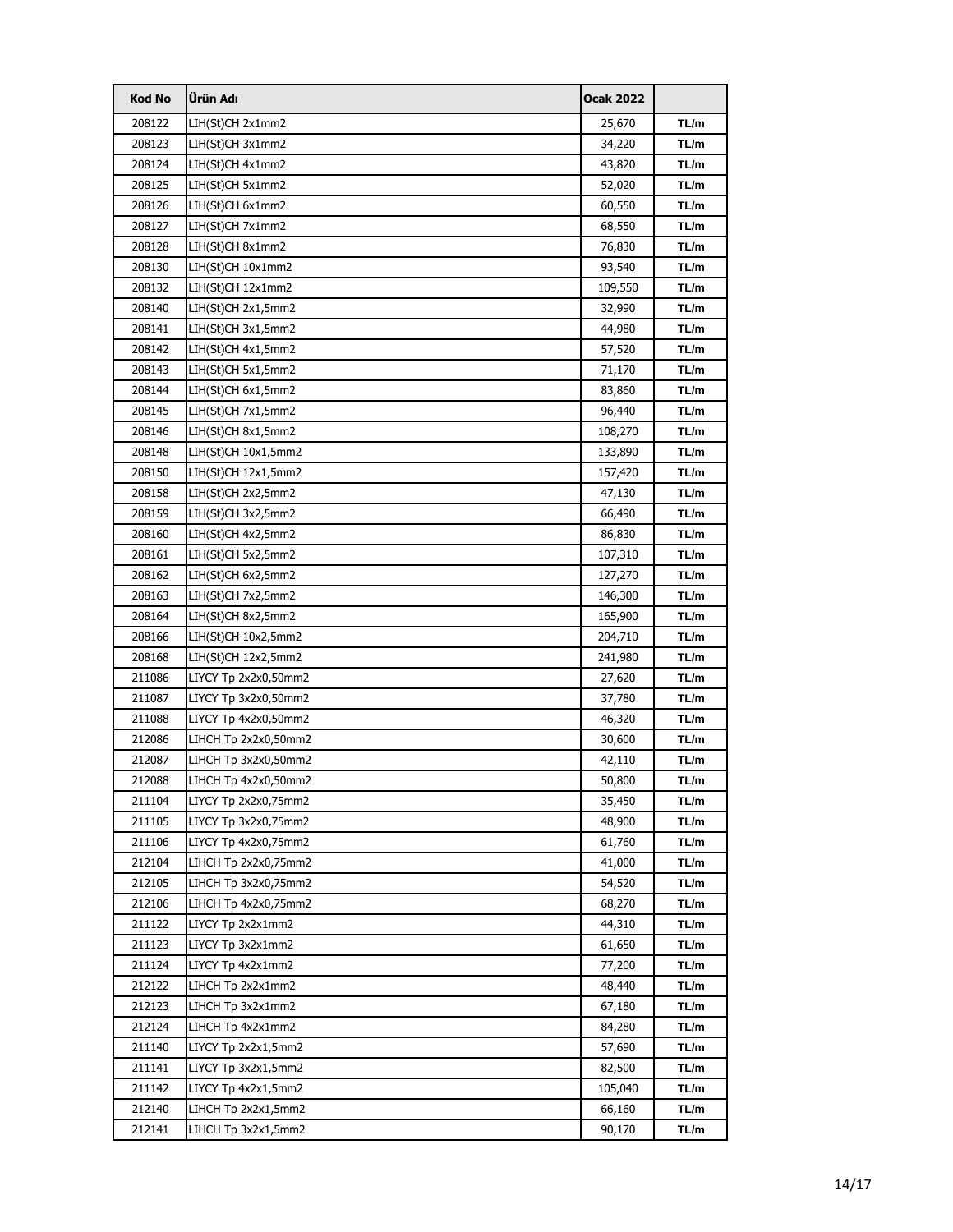| Kod No | Ürün Adı | Ocak 2022 | |
|---|---|---|---|
| 208122 | LIH(St)CH 2x1mm2 | 25,670 | TL/m |
| 208123 | LIH(St)CH 3x1mm2 | 34,220 | TL/m |
| 208124 | LIH(St)CH 4x1mm2 | 43,820 | TL/m |
| 208125 | LIH(St)CH 5x1mm2 | 52,020 | TL/m |
| 208126 | LIH(St)CH 6x1mm2 | 60,550 | TL/m |
| 208127 | LIH(St)CH 7x1mm2 | 68,550 | TL/m |
| 208128 | LIH(St)CH 8x1mm2 | 76,830 | TL/m |
| 208130 | LIH(St)CH 10x1mm2 | 93,540 | TL/m |
| 208132 | LIH(St)CH 12x1mm2 | 109,550 | TL/m |
| 208140 | LIH(St)CH 2x1,5mm2 | 32,990 | TL/m |
| 208141 | LIH(St)CH 3x1,5mm2 | 44,980 | TL/m |
| 208142 | LIH(St)CH 4x1,5mm2 | 57,520 | TL/m |
| 208143 | LIH(St)CH 5x1,5mm2 | 71,170 | TL/m |
| 208144 | LIH(St)CH 6x1,5mm2 | 83,860 | TL/m |
| 208145 | LIH(St)CH 7x1,5mm2 | 96,440 | TL/m |
| 208146 | LIH(St)CH 8x1,5mm2 | 108,270 | TL/m |
| 208148 | LIH(St)CH 10x1,5mm2 | 133,890 | TL/m |
| 208150 | LIH(St)CH 12x1,5mm2 | 157,420 | TL/m |
| 208158 | LIH(St)CH 2x2,5mm2 | 47,130 | TL/m |
| 208159 | LIH(St)CH 3x2,5mm2 | 66,490 | TL/m |
| 208160 | LIH(St)CH 4x2,5mm2 | 86,830 | TL/m |
| 208161 | LIH(St)CH 5x2,5mm2 | 107,310 | TL/m |
| 208162 | LIH(St)CH 6x2,5mm2 | 127,270 | TL/m |
| 208163 | LIH(St)CH 7x2,5mm2 | 146,300 | TL/m |
| 208164 | LIH(St)CH 8x2,5mm2 | 165,900 | TL/m |
| 208166 | LIH(St)CH 10x2,5mm2 | 204,710 | TL/m |
| 208168 | LIH(St)CH 12x2,5mm2 | 241,980 | TL/m |
| 211086 | LIYCY Tp 2x2x0,50mm2 | 27,620 | TL/m |
| 211087 | LIYCY Tp 3x2x0,50mm2 | 37,780 | TL/m |
| 211088 | LIYCY Tp 4x2x0,50mm2 | 46,320 | TL/m |
| 212086 | LIHCH Tp 2x2x0,50mm2 | 30,600 | TL/m |
| 212087 | LIHCH Tp 3x2x0,50mm2 | 42,110 | TL/m |
| 212088 | LIHCH Tp 4x2x0,50mm2 | 50,800 | TL/m |
| 211104 | LIYCY Tp 2x2x0,75mm2 | 35,450 | TL/m |
| 211105 | LIYCY Tp 3x2x0,75mm2 | 48,900 | TL/m |
| 211106 | LIYCY Tp 4x2x0,75mm2 | 61,760 | TL/m |
| 212104 | LIHCH Tp 2x2x0,75mm2 | 41,000 | TL/m |
| 212105 | LIHCH Tp 3x2x0,75mm2 | 54,520 | TL/m |
| 212106 | LIHCH Tp 4x2x0,75mm2 | 68,270 | TL/m |
| 211122 | LIYCY Tp 2x2x1mm2 | 44,310 | TL/m |
| 211123 | LIYCY Tp 3x2x1mm2 | 61,650 | TL/m |
| 211124 | LIYCY Tp 4x2x1mm2 | 77,200 | TL/m |
| 212122 | LIHCH Tp 2x2x1mm2 | 48,440 | TL/m |
| 212123 | LIHCH Tp 3x2x1mm2 | 67,180 | TL/m |
| 212124 | LIHCH Tp 4x2x1mm2 | 84,280 | TL/m |
| 211140 | LIYCY Tp 2x2x1,5mm2 | 57,690 | TL/m |
| 211141 | LIYCY Tp 3x2x1,5mm2 | 82,500 | TL/m |
| 211142 | LIYCY Tp 4x2x1,5mm2 | 105,040 | TL/m |
| 212140 | LIHCH Tp 2x2x1,5mm2 | 66,160 | TL/m |
| 212141 | LIHCH Tp 3x2x1,5mm2 | 90,170 | TL/m |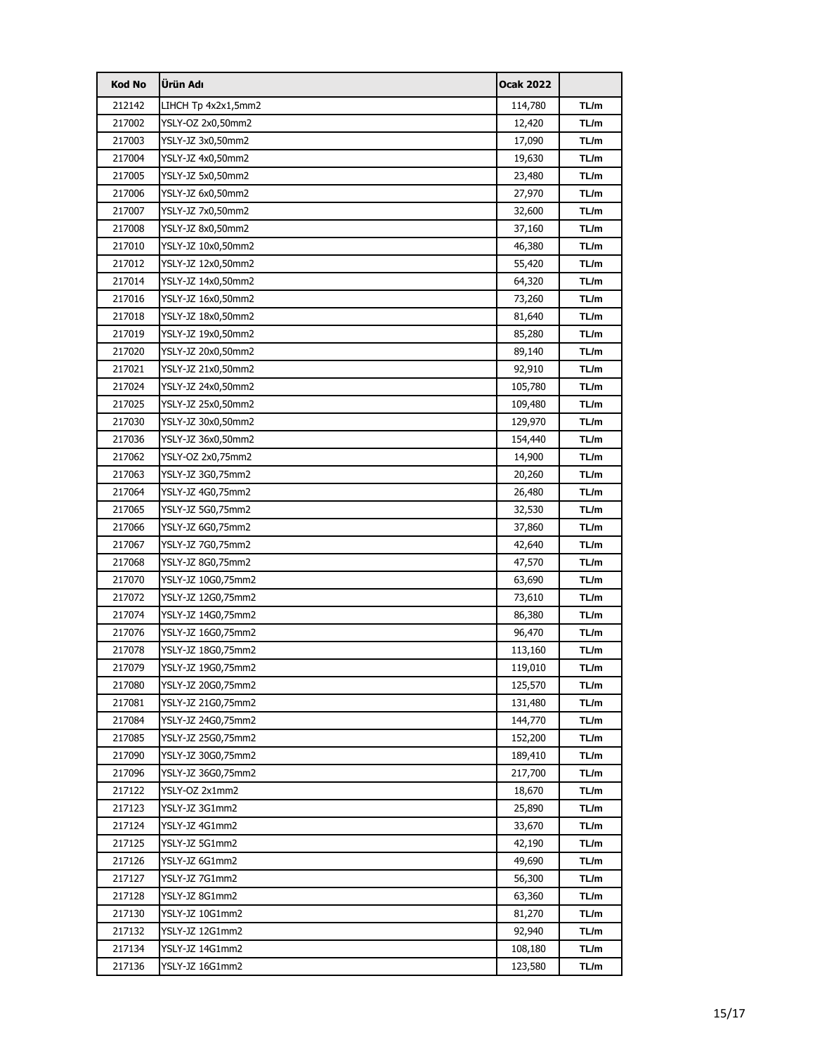| Kod No | Ürün Adı | Ocak 2022 | |
|---|---|---|---|
| 212142 | LIHCH Tp 4x2x1,5mm2 | 114,780 | TL/m |
| 217002 | YSLY-OZ 2x0,50mm2 | 12,420 | TL/m |
| 217003 | YSLY-JZ 3x0,50mm2 | 17,090 | TL/m |
| 217004 | YSLY-JZ 4x0,50mm2 | 19,630 | TL/m |
| 217005 | YSLY-JZ 5x0,50mm2 | 23,480 | TL/m |
| 217006 | YSLY-JZ 6x0,50mm2 | 27,970 | TL/m |
| 217007 | YSLY-JZ 7x0,50mm2 | 32,600 | TL/m |
| 217008 | YSLY-JZ 8x0,50mm2 | 37,160 | TL/m |
| 217010 | YSLY-JZ 10x0,50mm2 | 46,380 | TL/m |
| 217012 | YSLY-JZ 12x0,50mm2 | 55,420 | TL/m |
| 217014 | YSLY-JZ 14x0,50mm2 | 64,320 | TL/m |
| 217016 | YSLY-JZ 16x0,50mm2 | 73,260 | TL/m |
| 217018 | YSLY-JZ 18x0,50mm2 | 81,640 | TL/m |
| 217019 | YSLY-JZ 19x0,50mm2 | 85,280 | TL/m |
| 217020 | YSLY-JZ 20x0,50mm2 | 89,140 | TL/m |
| 217021 | YSLY-JZ 21x0,50mm2 | 92,910 | TL/m |
| 217024 | YSLY-JZ 24x0,50mm2 | 105,780 | TL/m |
| 217025 | YSLY-JZ 25x0,50mm2 | 109,480 | TL/m |
| 217030 | YSLY-JZ 30x0,50mm2 | 129,970 | TL/m |
| 217036 | YSLY-JZ 36x0,50mm2 | 154,440 | TL/m |
| 217062 | YSLY-OZ 2x0,75mm2 | 14,900 | TL/m |
| 217063 | YSLY-JZ 3G0,75mm2 | 20,260 | TL/m |
| 217064 | YSLY-JZ 4G0,75mm2 | 26,480 | TL/m |
| 217065 | YSLY-JZ 5G0,75mm2 | 32,530 | TL/m |
| 217066 | YSLY-JZ 6G0,75mm2 | 37,860 | TL/m |
| 217067 | YSLY-JZ 7G0,75mm2 | 42,640 | TL/m |
| 217068 | YSLY-JZ 8G0,75mm2 | 47,570 | TL/m |
| 217070 | YSLY-JZ 10G0,75mm2 | 63,690 | TL/m |
| 217072 | YSLY-JZ 12G0,75mm2 | 73,610 | TL/m |
| 217074 | YSLY-JZ 14G0,75mm2 | 86,380 | TL/m |
| 217076 | YSLY-JZ 16G0,75mm2 | 96,470 | TL/m |
| 217078 | YSLY-JZ 18G0,75mm2 | 113,160 | TL/m |
| 217079 | YSLY-JZ 19G0,75mm2 | 119,010 | TL/m |
| 217080 | YSLY-JZ 20G0,75mm2 | 125,570 | TL/m |
| 217081 | YSLY-JZ 21G0,75mm2 | 131,480 | TL/m |
| 217084 | YSLY-JZ 24G0,75mm2 | 144,770 | TL/m |
| 217085 | YSLY-JZ 25G0,75mm2 | 152,200 | TL/m |
| 217090 | YSLY-JZ 30G0,75mm2 | 189,410 | TL/m |
| 217096 | YSLY-JZ 36G0,75mm2 | 217,700 | TL/m |
| 217122 | YSLY-OZ 2x1mm2 | 18,670 | TL/m |
| 217123 | YSLY-JZ 3G1mm2 | 25,890 | TL/m |
| 217124 | YSLY-JZ 4G1mm2 | 33,670 | TL/m |
| 217125 | YSLY-JZ 5G1mm2 | 42,190 | TL/m |
| 217126 | YSLY-JZ 6G1mm2 | 49,690 | TL/m |
| 217127 | YSLY-JZ 7G1mm2 | 56,300 | TL/m |
| 217128 | YSLY-JZ 8G1mm2 | 63,360 | TL/m |
| 217130 | YSLY-JZ 10G1mm2 | 81,270 | TL/m |
| 217132 | YSLY-JZ 12G1mm2 | 92,940 | TL/m |
| 217134 | YSLY-JZ 14G1mm2 | 108,180 | TL/m |
| 217136 | YSLY-JZ 16G1mm2 | 123,580 | TL/m |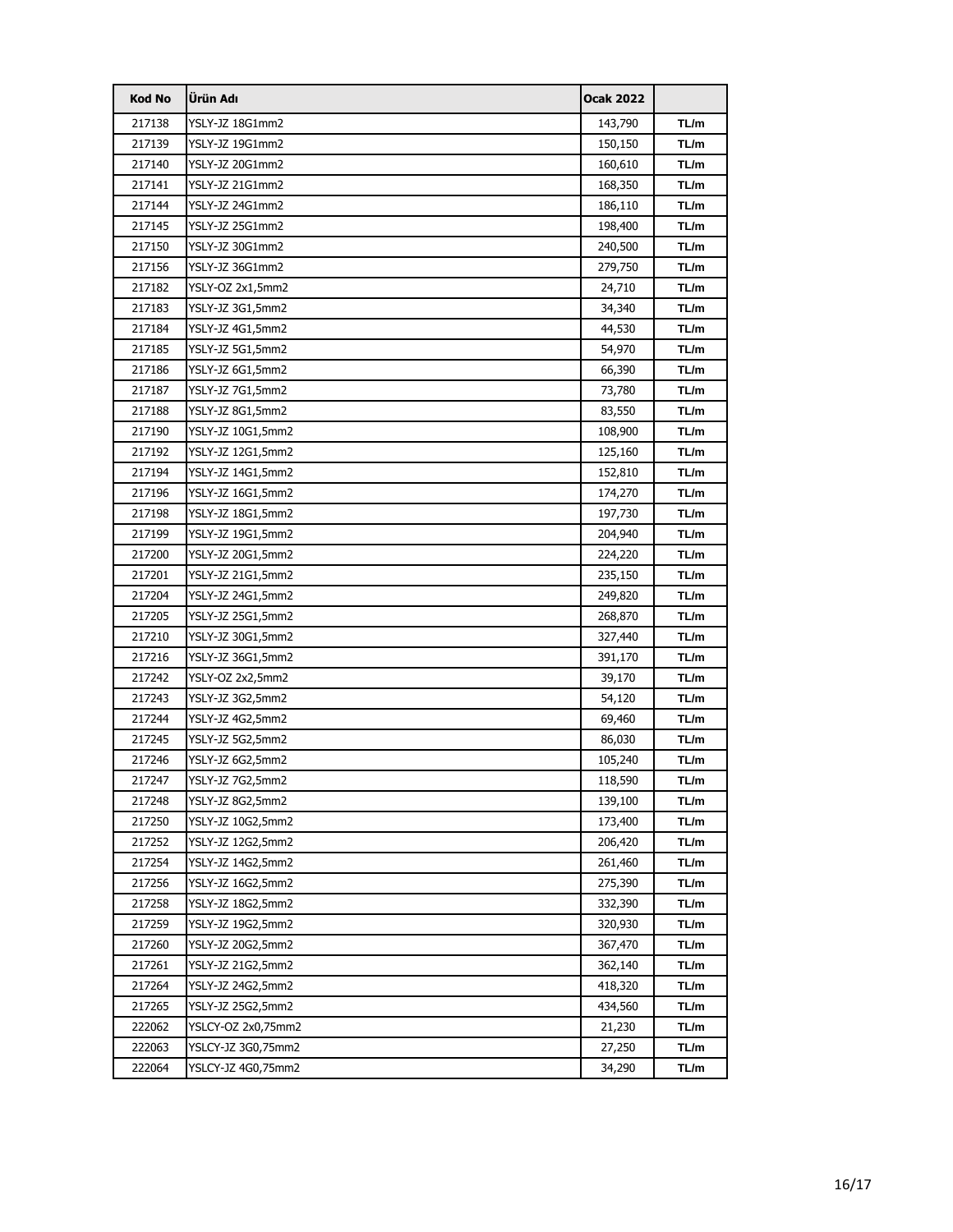| Kod No | Ürün Adı | Ocak 2022 | |
|---|---|---|---|
| 217138 | YSLY-JZ 18G1mm2 | 143,790 | TL/m |
| 217139 | YSLY-JZ 19G1mm2 | 150,150 | TL/m |
| 217140 | YSLY-JZ 20G1mm2 | 160,610 | TL/m |
| 217141 | YSLY-JZ 21G1mm2 | 168,350 | TL/m |
| 217144 | YSLY-JZ 24G1mm2 | 186,110 | TL/m |
| 217145 | YSLY-JZ 25G1mm2 | 198,400 | TL/m |
| 217150 | YSLY-JZ 30G1mm2 | 240,500 | TL/m |
| 217156 | YSLY-JZ 36G1mm2 | 279,750 | TL/m |
| 217182 | YSLY-OZ 2x1,5mm2 | 24,710 | TL/m |
| 217183 | YSLY-JZ 3G1,5mm2 | 34,340 | TL/m |
| 217184 | YSLY-JZ 4G1,5mm2 | 44,530 | TL/m |
| 217185 | YSLY-JZ 5G1,5mm2 | 54,970 | TL/m |
| 217186 | YSLY-JZ 6G1,5mm2 | 66,390 | TL/m |
| 217187 | YSLY-JZ 7G1,5mm2 | 73,780 | TL/m |
| 217188 | YSLY-JZ 8G1,5mm2 | 83,550 | TL/m |
| 217190 | YSLY-JZ 10G1,5mm2 | 108,900 | TL/m |
| 217192 | YSLY-JZ 12G1,5mm2 | 125,160 | TL/m |
| 217194 | YSLY-JZ 14G1,5mm2 | 152,810 | TL/m |
| 217196 | YSLY-JZ 16G1,5mm2 | 174,270 | TL/m |
| 217198 | YSLY-JZ 18G1,5mm2 | 197,730 | TL/m |
| 217199 | YSLY-JZ 19G1,5mm2 | 204,940 | TL/m |
| 217200 | YSLY-JZ 20G1,5mm2 | 224,220 | TL/m |
| 217201 | YSLY-JZ 21G1,5mm2 | 235,150 | TL/m |
| 217204 | YSLY-JZ 24G1,5mm2 | 249,820 | TL/m |
| 217205 | YSLY-JZ 25G1,5mm2 | 268,870 | TL/m |
| 217210 | YSLY-JZ 30G1,5mm2 | 327,440 | TL/m |
| 217216 | YSLY-JZ 36G1,5mm2 | 391,170 | TL/m |
| 217242 | YSLY-OZ 2x2,5mm2 | 39,170 | TL/m |
| 217243 | YSLY-JZ 3G2,5mm2 | 54,120 | TL/m |
| 217244 | YSLY-JZ 4G2,5mm2 | 69,460 | TL/m |
| 217245 | YSLY-JZ 5G2,5mm2 | 86,030 | TL/m |
| 217246 | YSLY-JZ 6G2,5mm2 | 105,240 | TL/m |
| 217247 | YSLY-JZ 7G2,5mm2 | 118,590 | TL/m |
| 217248 | YSLY-JZ 8G2,5mm2 | 139,100 | TL/m |
| 217250 | YSLY-JZ 10G2,5mm2 | 173,400 | TL/m |
| 217252 | YSLY-JZ 12G2,5mm2 | 206,420 | TL/m |
| 217254 | YSLY-JZ 14G2,5mm2 | 261,460 | TL/m |
| 217256 | YSLY-JZ 16G2,5mm2 | 275,390 | TL/m |
| 217258 | YSLY-JZ 18G2,5mm2 | 332,390 | TL/m |
| 217259 | YSLY-JZ 19G2,5mm2 | 320,930 | TL/m |
| 217260 | YSLY-JZ 20G2,5mm2 | 367,470 | TL/m |
| 217261 | YSLY-JZ 21G2,5mm2 | 362,140 | TL/m |
| 217264 | YSLY-JZ 24G2,5mm2 | 418,320 | TL/m |
| 217265 | YSLY-JZ 25G2,5mm2 | 434,560 | TL/m |
| 222062 | YSLCY-OZ 2x0,75mm2 | 21,230 | TL/m |
| 222063 | YSLCY-JZ 3G0,75mm2 | 27,250 | TL/m |
| 222064 | YSLCY-JZ 4G0,75mm2 | 34,290 | TL/m |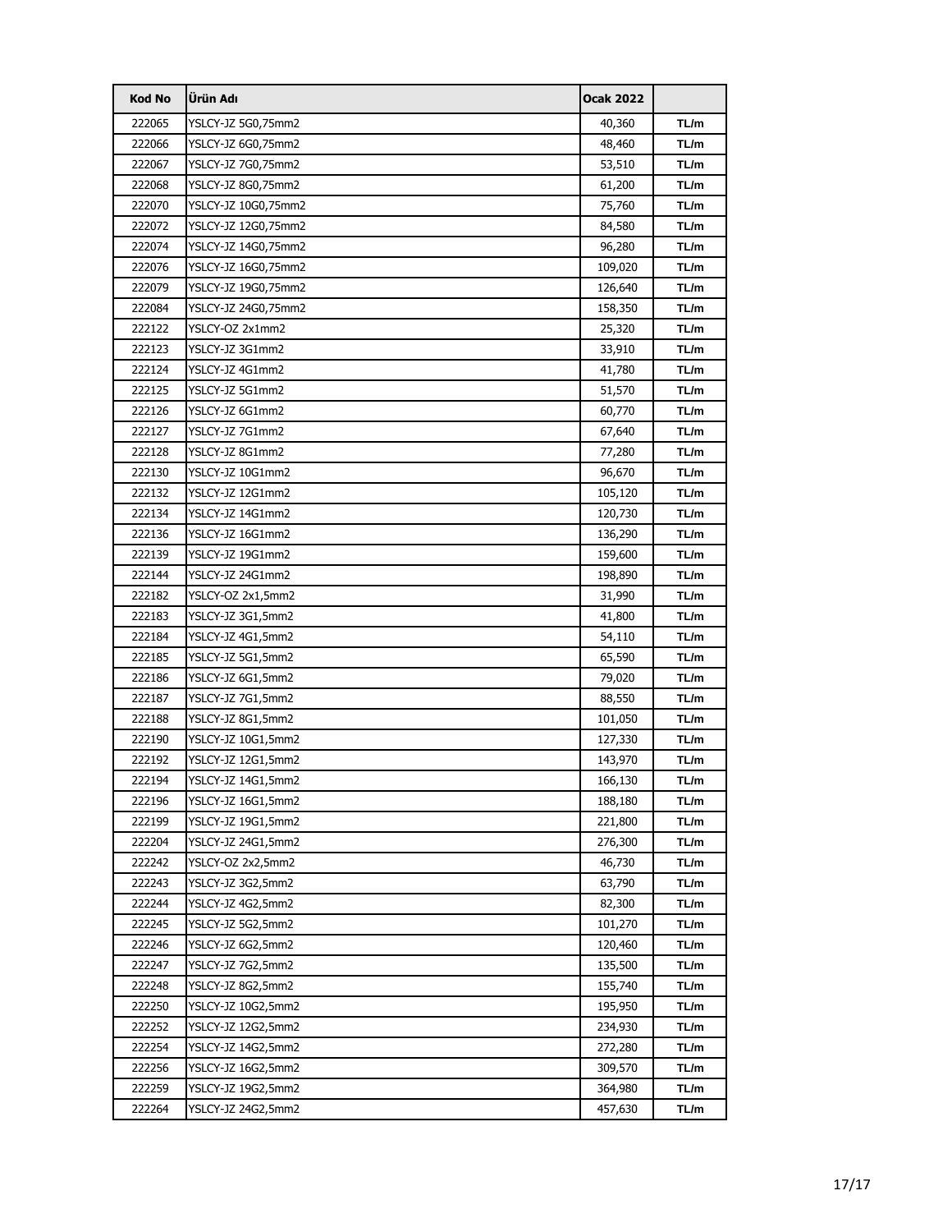| Kod No | Ürün Adı | Ocak 2022 | |
|---|---|---|---|
| 222065 | YSLCY-JZ 5G0,75mm2 | 40,360 | TL/m |
| 222066 | YSLCY-JZ 6G0,75mm2 | 48,460 | TL/m |
| 222067 | YSLCY-JZ 7G0,75mm2 | 53,510 | TL/m |
| 222068 | YSLCY-JZ 8G0,75mm2 | 61,200 | TL/m |
| 222070 | YSLCY-JZ 10G0,75mm2 | 75,760 | TL/m |
| 222072 | YSLCY-JZ 12G0,75mm2 | 84,580 | TL/m |
| 222074 | YSLCY-JZ 14G0,75mm2 | 96,280 | TL/m |
| 222076 | YSLCY-JZ 16G0,75mm2 | 109,020 | TL/m |
| 222079 | YSLCY-JZ 19G0,75mm2 | 126,640 | TL/m |
| 222084 | YSLCY-JZ 24G0,75mm2 | 158,350 | TL/m |
| 222122 | YSLCY-OZ 2x1mm2 | 25,320 | TL/m |
| 222123 | YSLCY-JZ 3G1mm2 | 33,910 | TL/m |
| 222124 | YSLCY-JZ 4G1mm2 | 41,780 | TL/m |
| 222125 | YSLCY-JZ 5G1mm2 | 51,570 | TL/m |
| 222126 | YSLCY-JZ 6G1mm2 | 60,770 | TL/m |
| 222127 | YSLCY-JZ 7G1mm2 | 67,640 | TL/m |
| 222128 | YSLCY-JZ 8G1mm2 | 77,280 | TL/m |
| 222130 | YSLCY-JZ 10G1mm2 | 96,670 | TL/m |
| 222132 | YSLCY-JZ 12G1mm2 | 105,120 | TL/m |
| 222134 | YSLCY-JZ 14G1mm2 | 120,730 | TL/m |
| 222136 | YSLCY-JZ 16G1mm2 | 136,290 | TL/m |
| 222139 | YSLCY-JZ 19G1mm2 | 159,600 | TL/m |
| 222144 | YSLCY-JZ 24G1mm2 | 198,890 | TL/m |
| 222182 | YSLCY-OZ 2x1,5mm2 | 31,990 | TL/m |
| 222183 | YSLCY-JZ 3G1,5mm2 | 41,800 | TL/m |
| 222184 | YSLCY-JZ 4G1,5mm2 | 54,110 | TL/m |
| 222185 | YSLCY-JZ 5G1,5mm2 | 65,590 | TL/m |
| 222186 | YSLCY-JZ 6G1,5mm2 | 79,020 | TL/m |
| 222187 | YSLCY-JZ 7G1,5mm2 | 88,550 | TL/m |
| 222188 | YSLCY-JZ 8G1,5mm2 | 101,050 | TL/m |
| 222190 | YSLCY-JZ 10G1,5mm2 | 127,330 | TL/m |
| 222192 | YSLCY-JZ 12G1,5mm2 | 143,970 | TL/m |
| 222194 | YSLCY-JZ 14G1,5mm2 | 166,130 | TL/m |
| 222196 | YSLCY-JZ 16G1,5mm2 | 188,180 | TL/m |
| 222199 | YSLCY-JZ 19G1,5mm2 | 221,800 | TL/m |
| 222204 | YSLCY-JZ 24G1,5mm2 | 276,300 | TL/m |
| 222242 | YSLCY-OZ 2x2,5mm2 | 46,730 | TL/m |
| 222243 | YSLCY-JZ 3G2,5mm2 | 63,790 | TL/m |
| 222244 | YSLCY-JZ 4G2,5mm2 | 82,300 | TL/m |
| 222245 | YSLCY-JZ 5G2,5mm2 | 101,270 | TL/m |
| 222246 | YSLCY-JZ 6G2,5mm2 | 120,460 | TL/m |
| 222247 | YSLCY-JZ 7G2,5mm2 | 135,500 | TL/m |
| 222248 | YSLCY-JZ 8G2,5mm2 | 155,740 | TL/m |
| 222250 | YSLCY-JZ 10G2,5mm2 | 195,950 | TL/m |
| 222252 | YSLCY-JZ 12G2,5mm2 | 234,930 | TL/m |
| 222254 | YSLCY-JZ 14G2,5mm2 | 272,280 | TL/m |
| 222256 | YSLCY-JZ 16G2,5mm2 | 309,570 | TL/m |
| 222259 | YSLCY-JZ 19G2,5mm2 | 364,980 | TL/m |
| 222264 | YSLCY-JZ 24G2,5mm2 | 457,630 | TL/m |